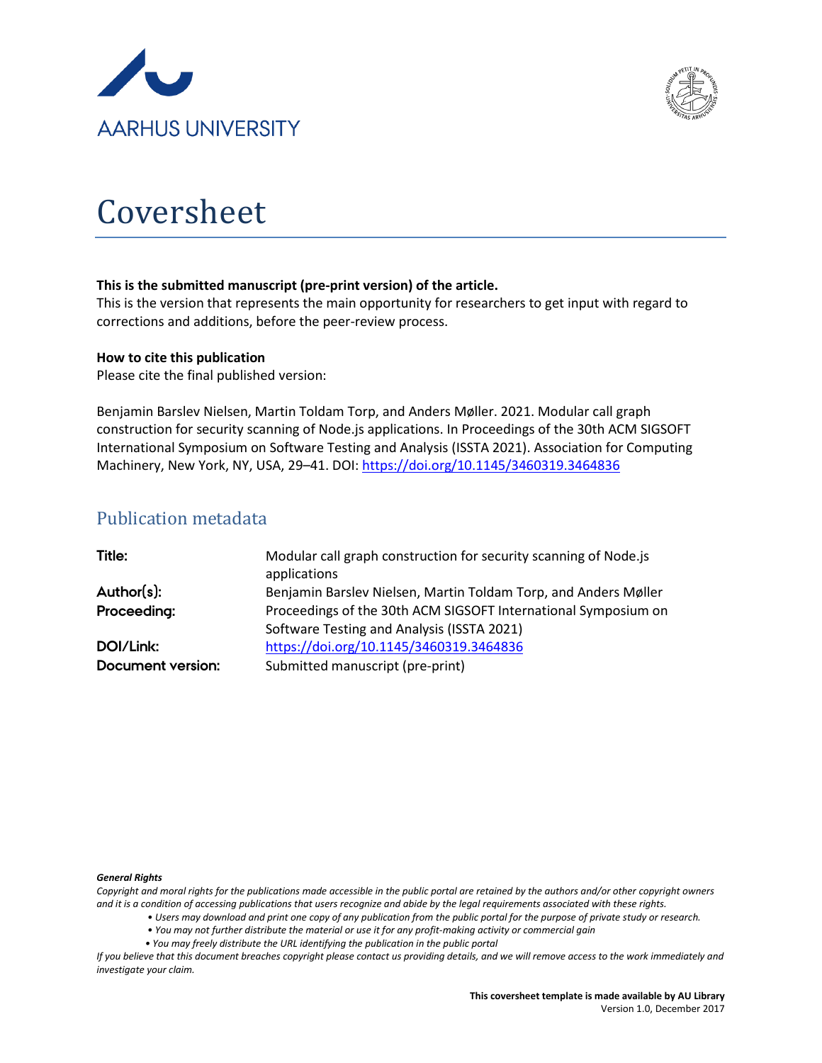AARHUS UNIVERSITY

# Coversheet

**This is the submitted manuscript (pre-print version) of the article.**
This is the version that represents the main opportunity for researchers to get input with regard to corrections and additions, before the peer-review process.

**How to cite this publication**
Please cite the final published version:

Benjamin Barslev Nielsen, Martin Toldam Torp, and Anders Møller. 2021. Modular call graph construction for security scanning of Node.js applications. In Proceedings of the 30th ACM SIGSOFT International Symposium on Software Testing and Analysis (ISSTA 2021). Association for Computing Machinery, New York, NY, USA, 29–41. DOI: https://doi.org/10.1145/3460319.3464836

## Publication metadata

| | |
|---|---|
| **Title:** | Modular call graph construction for security scanning of Node.js applications |
| **Author(s):** | Benjamin Barslev Nielsen, Martin Toldam Torp, and Anders Møller |
| **Proceeding:** | Proceedings of the 30th ACM SIGSOFT International Symposium on Software Testing and Analysis (ISSTA 2021) |
| **DOI/Link:** | https://doi.org/10.1145/3460319.3464836 |
| **Document version:** | Submitted manuscript (pre-print) |

***General Rights***

*Copyright and moral rights for the publications made accessible in the public portal are retained by the authors and/or other copyright owners and it is a condition of accessing publications that users recognize and abide by the legal requirements associated with these rights.*

- *Users may download and print one copy of any publication from the public portal for the purpose of private study or research.*
- *You may not further distribute the material or use it for any profit-making activity or commercial gain*
- *You may freely distribute the URL identifying the publication in the public portal*

*If you believe that this document breaches copyright please contact us providing details, and we will remove access to the work immediately and investigate your claim.*

**This coversheet template is made available by AU Library**
Version 1.0, December 2017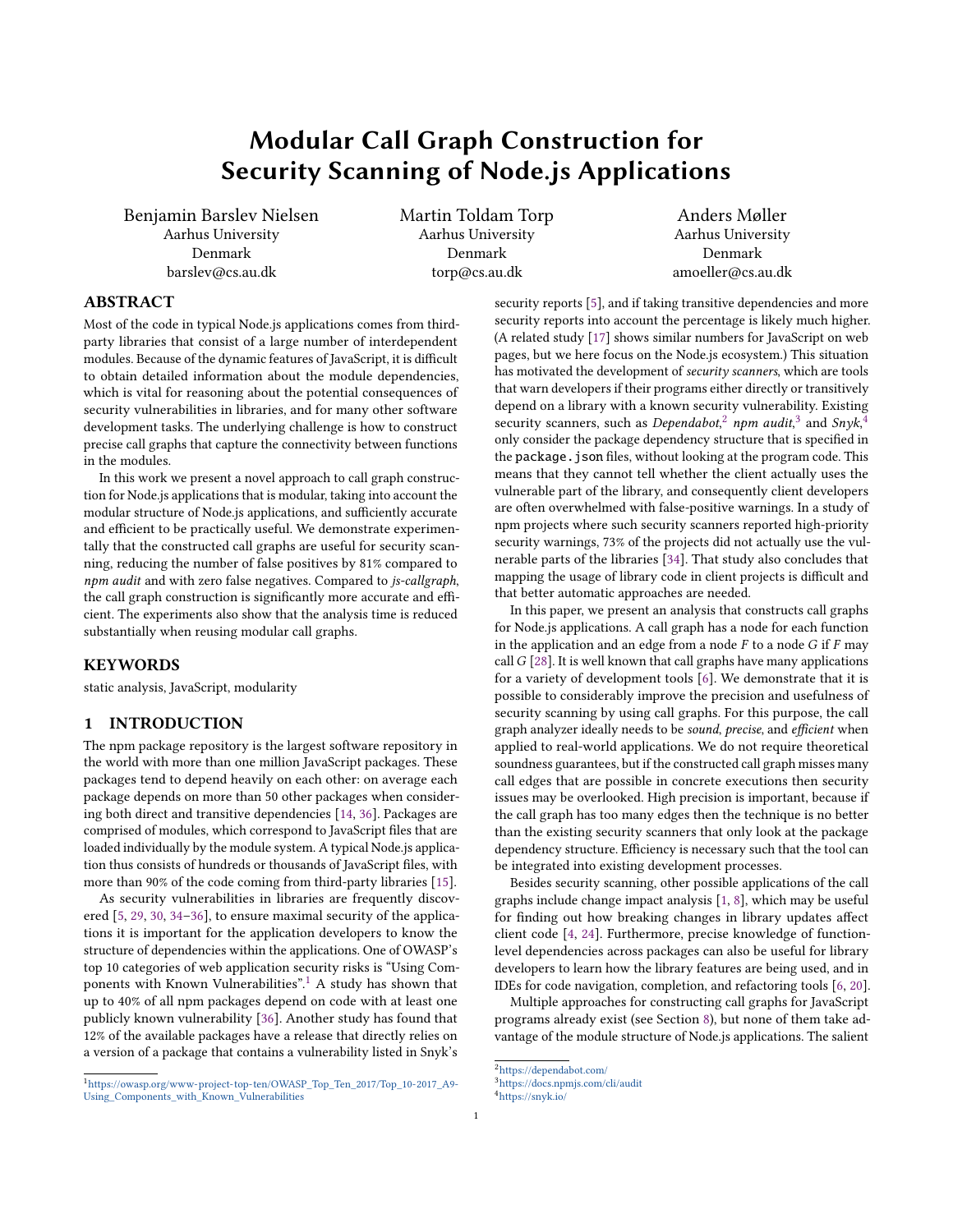# Modular Call Graph Construction for Security Scanning of Node.js Applications

Benjamin Barslev Nielsen
Aarhus University
Denmark
barslev@cs.au.dk

Martin Toldam Torp
Aarhus University
Denmark
torp@cs.au.dk

Anders Møller
Aarhus University
Denmark
amoeller@cs.au.dk

## ABSTRACT

Most of the code in typical Node.js applications comes from third-party libraries that consist of a large number of interdependent modules. Because of the dynamic features of JavaScript, it is difficult to obtain detailed information about the module dependencies, which is vital for reasoning about the potential consequences of security vulnerabilities in libraries, and for many other software development tasks. The underlying challenge is how to construct precise call graphs that capture the connectivity between functions in the modules.

In this work we present a novel approach to call graph construction for Node.js applications that is modular, taking into account the modular structure of Node.js applications, and sufficiently accurate and efficient to be practically useful. We demonstrate experimentally that the constructed call graphs are useful for security scanning, reducing the number of false positives by 81% compared to *npm audit* and with zero false negatives. Compared to *js-callgraph*, the call graph construction is significantly more accurate and efficient. The experiments also show that the analysis time is reduced substantially when reusing modular call graphs.

## KEYWORDS

static analysis, JavaScript, modularity

## 1 INTRODUCTION

The npm package repository is the largest software repository in the world with more than one million JavaScript packages. These packages tend to depend heavily on each other: on average each package depends on more than 50 other packages when considering both direct and transitive dependencies [14, 36]. Packages are comprised of modules, which correspond to JavaScript files that are loaded individually by the module system. A typical Node.js application thus consists of hundreds or thousands of JavaScript files, with more than 90% of the code coming from third-party libraries [15].

As security vulnerabilities in libraries are frequently discovered [5, 29, 30, 34–36], to ensure maximal security of the applications it is important for the application developers to know the structure of dependencies within the applications. One of OWASP's top 10 categories of web application security risks is "Using Components with Known Vulnerabilities".[1] A study has shown that up to 40% of all npm packages depend on code with at least one publicly known vulnerability [36]. Another study has found that 12% of the available packages have a release that directly relies on a version of a package that contains a vulnerability listed in Snyk's security reports [5], and if taking transitive dependencies and more security reports into account the percentage is likely much higher. (A related study [17] shows similar numbers for JavaScript on web pages, but we here focus on the Node.js ecosystem.) This situation has motivated the development of *security scanners*, which are tools that warn developers if their programs either directly or transitively depend on a library with a known security vulnerability. Existing security scanners, such as *Dependabot*,[2] *npm audit*,[3] and *Snyk*,[4] only consider the package dependency structure that is specified in the `package.json` files, without looking at the program code. This means that they cannot tell whether the client actually uses the vulnerable part of the library, and consequently client developers are often overwhelmed with false-positive warnings. In a study of npm projects where such security scanners reported high-priority security warnings, 73% of the projects did not actually use the vulnerable parts of the libraries [34]. That study also concludes that mapping the usage of library code in client projects is difficult and that better automatic approaches are needed.

In this paper, we present an analysis that constructs call graphs for Node.js applications. A call graph has a node for each function in the application and an edge from a node $F$ to a node $G$ if $F$ may call $G$ [28]. It is well known that call graphs have many applications for a variety of development tools [6]. We demonstrate that it is possible to considerably improve the precision and usefulness of security scanning by using call graphs. For this purpose, the call graph analyzer ideally needs to be *sound*, *precise*, and *efficient* when applied to real-world applications. We do not require theoretical soundness guarantees, but if the constructed call graph misses many call edges that are possible in concrete executions then security issues may be overlooked. High precision is important, because if the call graph has too many edges then the technique is no better than the existing security scanners that only look at the package dependency structure. Efficiency is necessary such that the tool can be integrated into existing development processes.

Besides security scanning, other possible applications of the call graphs include change impact analysis [1, 8], which may be useful for finding out how breaking changes in library updates affect client code [4, 24]. Furthermore, precise knowledge of function-level dependencies across packages can also be useful for library developers to learn how the library features are being used, and in IDEs for code navigation, completion, and refactoring tools [6, 20].

Multiple approaches for constructing call graphs for JavaScript programs already exist (see Section 8), but none of them take advantage of the module structure of Node.js applications. The salient

[1] https://owasp.org/www-project-top-ten/OWASP_Top_Ten_2017/Top_10-2017_A9-Using_Components_with_Known_Vulnerabilities

[2] https://dependabot.com/

[3] https://docs.npmjs.com/cli/audit

[4] https://snyk.io/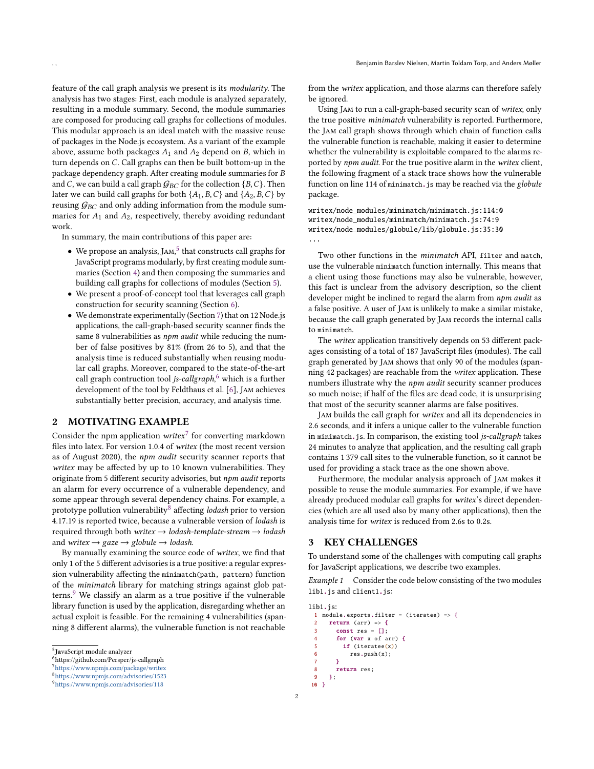feature of the call graph analysis we present is its *modularity*. The analysis has two stages: First, each module is analyzed separately, resulting in a module summary. Second, the module summaries are composed for producing call graphs for collections of modules. This modular approach is an ideal match with the massive reuse of packages in the Node.js ecosystem. As a variant of the example above, assume both packages $A_1$ and $A_2$ depend on $B$, which in turn depends on $C$. Call graphs can then be built bottom-up in the package dependency graph. After creating module summaries for $B$ and $C$, we can build a call graph $\mathcal{G}_{BC}$ for the collection $\{B, C\}$. Then later we can build call graphs for both $\{A_1, B, C\}$ and $\{A_2, B, C\}$ by reusing $\mathcal{G}_{BC}$ and only adding information from the module summaries for $A_1$ and $A_2$, respectively, thereby avoiding redundant work.

In summary, the main contributions of this paper are:

- We propose an analysis, Jam,[5] that constructs call graphs for JavaScript programs modularly, by first creating module summaries (Section 4) and then composing the summaries and building call graphs for collections of modules (Section 5).
- We present a proof-of-concept tool that leverages call graph construction for security scanning (Section 6).
- We demonstrate experimentally (Section 7) that on 12 Node.js applications, the call-graph-based security scanner finds the same 8 vulnerabilities as *npm audit* while reducing the number of false positives by 81% (from 26 to 5), and that the analysis time is reduced substantially when reusing modular call graphs. Moreover, compared to the state-of-the-art call graph contruction tool *js-callgraph*,[6] which is a further development of the tool by Feldthaus et al. [6], Jam achieves substantially better precision, accuracy, and analysis time.

## 2 MOTIVATING EXAMPLE

Consider the npm application *writex*[7] for converting markdown files into latex. For version 1.0.4 of *writex* (the most recent version as of August 2020), the *npm audit* security scanner reports that *writex* may be affected by up to 10 known vulnerabilities. They originate from 5 different security advisories, but *npm audit* reports an alarm for every occurrence of a vulnerable dependency, and some appear through several dependency chains. For example, a prototype pollution vulnerability[8] affecting *lodash* prior to version 4.17.19 is reported twice, because a vulnerable version of *lodash* is required through both *writex* → *lodash-template-stream* → *lodash* and *writex* → *gaze* → *globule* → *lodash*.

By manually examining the source code of *writex*, we find that only 1 of the 5 different advisories is a true positive: a regular expression vulnerability affecting the `minimatch(path, pattern)` function of the *minimatch* library for matching strings against glob patterns.[9] We classify an alarm as a true positive if the vulnerable library function is used by the application, disregarding whether an actual exploit is feasible. For the remaining 4 vulnerabilities (spanning 8 different alarms), the vulnerable function is not reachable from the *writex* application, and those alarms can therefore safely be ignored.

Using Jam to run a call-graph-based security scan of *writex*, only the true positive *minimatch* vulnerability is reported. Furthermore, the Jam call graph shows through which chain of function calls the vulnerable function is reachable, making it easier to determine whether the vulnerability is exploitable compared to the alarms reported by *npm audit*. For the true positive alarm in the *writex* client, the following fragment of a stack trace shows how the vulnerable function on line 114 of `minimatch.js` may be reached via the *globule* package.

```
writex/node_modules/minimatch/minimatch.js:114:0
writex/node_modules/minimatch/minimatch.js:74:9
writex/node_modules/globule/lib/globule.js:35:30
...
```

Two other functions in the *minimatch* API, `filter` and `match`, use the vulnerable `minimatch` function internally. This means that a client using those functions may also be vulnerable, however, this fact is unclear from the advisory description, so the client developer might be inclined to regard the alarm from *npm audit* as a false positive. A user of Jam is unlikely to make a similar mistake, because the call graph generated by Jam records the internal calls to `minimatch`.

The *writex* application transitively depends on 53 different packages consisting of a total of 187 JavaScript files (modules). The call graph generated by Jam shows that only 90 of the modules (spanning 42 packages) are reachable from the *writex* application. These numbers illustrate why the *npm audit* security scanner produces so much noise; if half of the files are dead code, it is unsurprising that most of the security scanner alarms are false positives.

Jam builds the call graph for *writex* and all its dependencies in 2.6 seconds, and it infers a unique caller to the vulnerable function in `minimatch.js`. In comparison, the existing tool *js-callgraph* takes 24 minutes to analyze that application, and the resulting call graph contains 1 379 call sites to the vulnerable function, so it cannot be used for providing a stack trace as the one shown above.

Furthermore, the modular analysis approach of Jam makes it possible to reuse the module summaries. For example, if we have already produced modular call graphs for *writex*'s direct dependencies (which are all used also by many other applications), then the analysis time for *writex* is reduced from 2.6s to 0.2s.

## 3 KEY CHALLENGES

To understand some of the challenges with computing call graphs for JavaScript applications, we describe two examples.

*Example 1* Consider the code below consisting of the two modules `lib1.js` and `client1.js`:

lib1.js:
```
1  module.exports.filter = (iteratee) => {
2    return (arr) => {
3      const res = [];
4      for (var x of arr) {
5        if (iteratee(x))
6          res.push(x);
7      }
8      return res;
9    };
10 }
```

[5]**J**avaScript **m**odule analyzer
[6]https://github.com/Persper/js-callgraph
[7]https://www.npmjs.com/package/writex
[8]https://www.npmjs.com/advisories/1523
[9]https://www.npmjs.com/advisories/118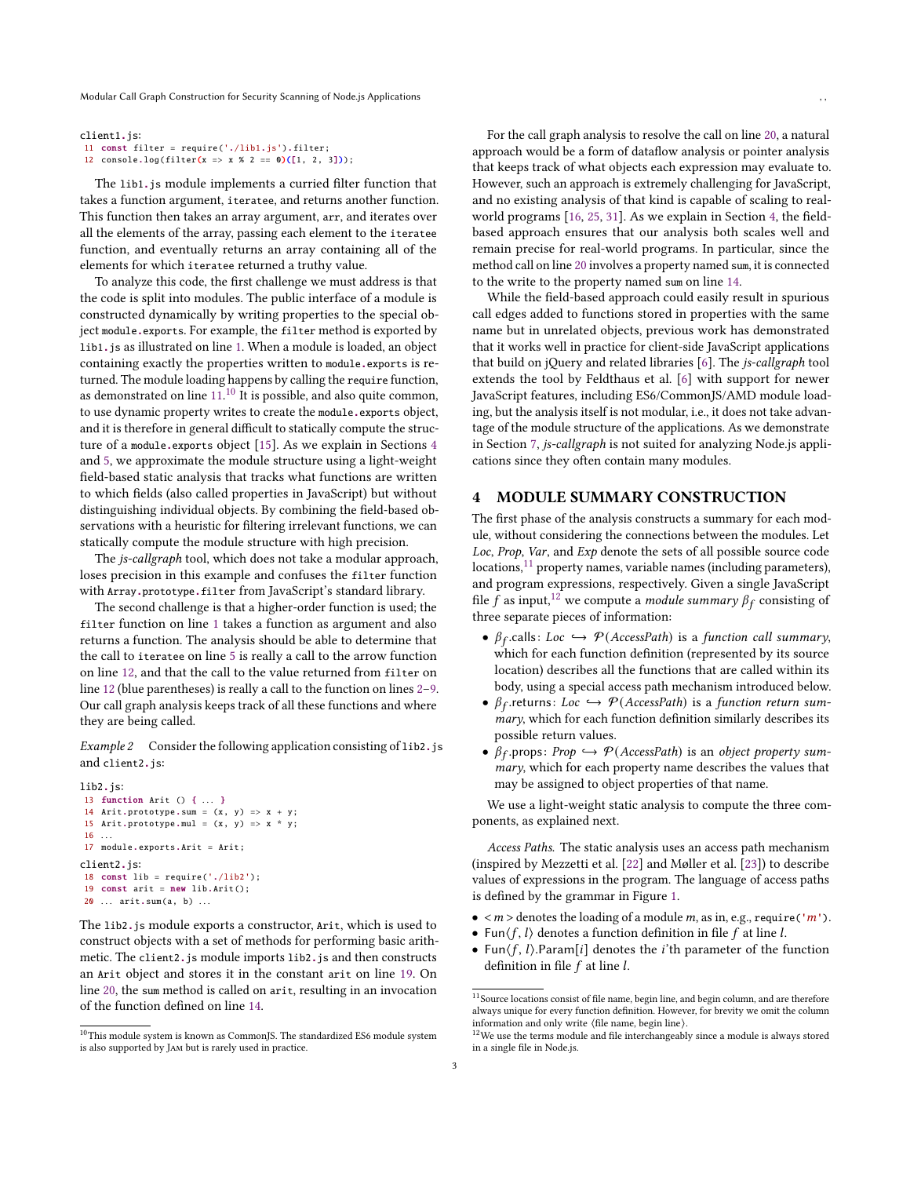client1.js:

```
11 const filter = require('./lib1.js').filter;
12 console.log(filter(x => x % 2 == 0)([1, 2, 3]));
```

The lib1.js module implements a curried filter function that takes a function argument, iteratee, and returns another function. This function then takes an array argument, arr, and iterates over all the elements of the array, passing each element to the iteratee function, and eventually returns an array containing all of the elements for which iteratee returned a truthy value.

To analyze this code, the first challenge we must address is that the code is split into modules. The public interface of a module is constructed dynamically by writing properties to the special object module.exports. For example, the filter method is exported by lib1.js as illustrated on line 1. When a module is loaded, an object containing exactly the properties written to module.exports is returned. The module loading happens by calling the require function, as demonstrated on line 11.[10] It is possible, and also quite common, to use dynamic property writes to create the module.exports object, and it is therefore in general difficult to statically compute the structure of a module.exports object [15]. As we explain in Sections 4 and 5, we approximate the module structure using a light-weight field-based static analysis that tracks what functions are written to which fields (also called properties in JavaScript) but without distinguishing individual objects. By combining the field-based observations with a heuristic for filtering irrelevant functions, we can statically compute the module structure with high precision.

The *js-callgraph* tool, which does not take a modular approach, loses precision in this example and confuses the filter function with Array.prototype.filter from JavaScript's standard library.

The second challenge is that a higher-order function is used; the filter function on line 1 takes a function as argument and also returns a function. The analysis should be able to determine that the call to iteratee on line 5 is really a call to the arrow function on line 12, and that the call to the value returned from filter on line 12 (blue parentheses) is really a call to the function on lines 2–9. Our call graph analysis keeps track of all these functions and where they are being called.

*Example 2* Consider the following application consisting of lib2.js and client2.js:

lib2.js:

```
13 function Arit () { ... }
14 Arit.prototype.sum = (x, y) => x + y;
15 Arit.prototype.mul = (x, y) => x * y;
16 ...
17 module.exports.Arit = Arit;
```

client2.js:

```
18 const lib = require('./lib2');
19 const arit = new lib.Arit();
20 ... arit.sum(a, b) ...
```

The lib2.js module exports a constructor, Arit, which is used to construct objects with a set of methods for performing basic arithmetic. The client2.js module imports lib2.js and then constructs an Arit object and stores it in the constant arit on line 19. On line 20, the sum method is called on arit, resulting in an invocation of the function defined on line 14.

For the call graph analysis to resolve the call on line 20, a natural approach would be a form of dataflow analysis or pointer analysis that keeps track of what objects each expression may evaluate to. However, such an approach is extremely challenging for JavaScript, and no existing analysis of that kind is capable of scaling to real-world programs [16, 25, 31]. As we explain in Section 4, the field-based approach ensures that our analysis both scales well and remain precise for real-world programs. In particular, since the method call on line 20 involves a property named sum, it is connected to the write to the property named sum on line 14.

While the field-based approach could easily result in spurious call edges added to functions stored in properties with the same name but in unrelated objects, previous work has demonstrated that it works well in practice for client-side JavaScript applications that build on jQuery and related libraries [6]. The *js-callgraph* tool extends the tool by Feldthaus et al. [6] with support for newer JavaScript features, including ES6/CommonJS/AMD module loading, but the analysis itself is not modular, i.e., it does not take advantage of the module structure of the applications. As we demonstrate in Section 7, *js-callgraph* is not suited for analyzing Node.js applications since they often contain many modules.

## 4 MODULE SUMMARY CONSTRUCTION

The first phase of the analysis constructs a summary for each module, without considering the connections between the modules. Let *Loc*, *Prop*, *Var*, and *Exp* denote the sets of all possible source code locations,[11] property names, variable names (including parameters), and program expressions, respectively. Given a single JavaScript file $f$ as input,[12] we compute a *module summary* $\beta_f$ consisting of three separate pieces of information:

- $\beta_f$.calls: $Loc \hookrightarrow \mathcal{P}(AccessPath)$ is a *function call summary*, which for each function definition (represented by its source location) describes all the functions that are called within its body, using a special access path mechanism introduced below.
- $\beta_f$.returns: $Loc \hookrightarrow \mathcal{P}(AccessPath)$ is a *function return summary*, which for each function definition similarly describes its possible return values.
- $\beta_f$.props: $Prop \hookrightarrow \mathcal{P}(AccessPath)$ is an *object property summary*, which for each property name describes the values that may be assigned to object properties of that name.

We use a light-weight static analysis to compute the three components, as explained next.

*Access Paths.* The static analysis uses an access path mechanism (inspired by Mezzetti et al. [22] and Møller et al. [23]) to describe values of expressions in the program. The language of access paths is defined by the grammar in Figure 1.

- $<m>$ denotes the loading of a module $m$, as in, e.g., require('$m$').
- Fun$\langle f, l\rangle$ denotes a function definition in file $f$ at line $l$.
- Fun$\langle f, l\rangle$.Param[$i$] denotes the $i$'th parameter of the function definition in file $f$ at line $l$.

---

[10] This module system is known as CommonJS. The standardized ES6 module system is also supported by Jam but is rarely used in practice.

[11] Source locations consist of file name, begin line, and begin column, and are therefore always unique for every function definition. However, for brevity we omit the column information and only write ⟨file name, begin line⟩.

[12] We use the terms module and file interchangeably since a module is always stored in a single file in Node.js.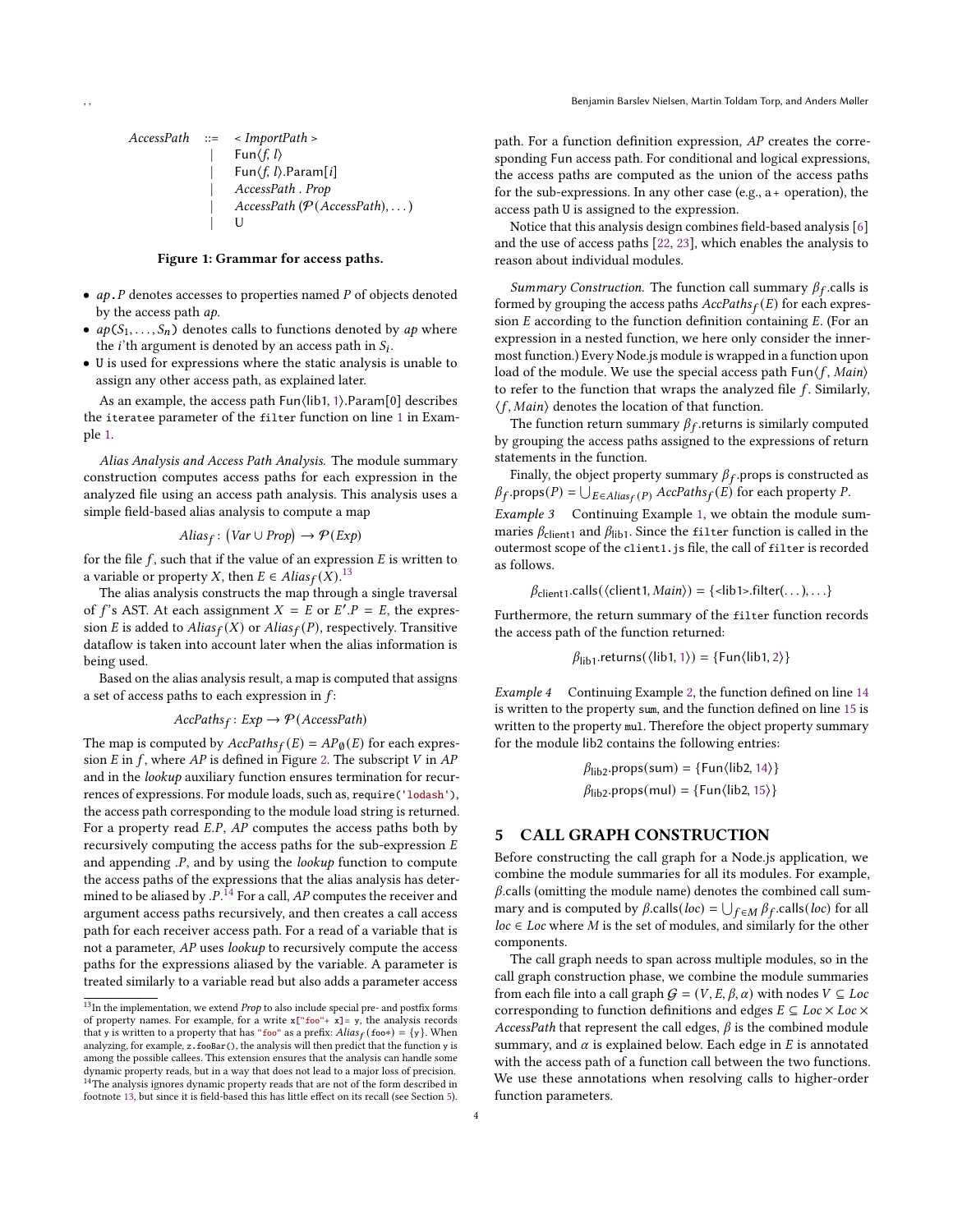$$
\begin{array}{rcl}
\mathit{AccessPath} & ::= & <\mathit{ImportPath}> \\
& | & \mathsf{Fun}\langle f, l \rangle \\
& | & \mathsf{Fun}\langle f, l \rangle.\mathsf{Param}[i] \\
& | & \mathit{AccessPath} . \mathit{Prop} \\
& | & \mathit{AccessPath}\, (\mathcal{P}(\mathit{AccessPath}), \ldots) \\
& | & \mathtt{U}
\end{array}
$$

**Figure 1: Grammar for access paths.**

- `ap.P` denotes accesses to properties named $P$ of objects denoted by the access path $ap$.
- $ap(S_1, \ldots, S_n)$ denotes calls to functions denoted by $ap$ where the $i$'th argument is denoted by an access path in $S_i$.
- U is used for expressions where the static analysis is unable to assign any other access path, as explained later.

As an example, the access path Fun⟨lib1, 1⟩.Param[0] describes the `iteratee` parameter of the `filter` function on line 1 in Example 1.

*Alias Analysis and Access Path Analysis.* The module summary construction computes access paths for each expression in the analyzed file using an access path analysis. This analysis uses a simple field-based alias analysis to compute a map

$$Alias_f : (Var \cup Prop) \rightarrow \mathcal{P}(Exp)$$

for the file $f$, such that if the value of an expression $E$ is written to a variable or property $X$, then $E \in Alias_f(X)$.[13]

The alias analysis constructs the map through a single traversal of $f$'s AST. At each assignment $X = E$ or $E'.P = E$, the expression $E$ is added to $Alias_f(X)$ or $Alias_f(P)$, respectively. Transitive dataflow is taken into account later when the alias information is being used.

Based on the alias analysis result, a map is computed that assigns a set of access paths to each expression in $f$:

$$AccPaths_f : Exp \rightarrow \mathcal{P}(AccessPath)$$

The map is computed by $AccPaths_f(E) = AP_\emptyset(E)$ for each expression $E$ in $f$, where $AP$ is defined in Figure 2. The subscript $V$ in $AP$ and in the *lookup* auxiliary function ensures termination for recurrences of expressions. For module loads, such as, `require('lodash')`, the access path corresponding to the module load string is returned. For a property read $E.P$, $AP$ computes the access paths both by recursively computing the access paths for the sub-expression $E$ and appending $.P$, and by using the *lookup* function to compute the access paths of the expressions that the alias analysis has determined to be aliased by $.P$.[14] For a call, $AP$ computes the receiver and argument access paths recursively, and then creates a call access path for each receiver access path. For a read of a variable that is not a parameter, $AP$ uses *lookup* to recursively compute the access paths for the expressions aliased by the variable. A parameter is treated similarly to a variable read but also adds a parameter access path. For a function definition expression, $AP$ creates the corresponding Fun access path. For conditional and logical expressions, the access paths are computed as the union of the access paths for the sub-expressions. In any other case (e.g., a + operation), the access path U is assigned to the expression.

Notice that this analysis design combines field-based analysis [6] and the use of access paths [22, 23], which enables the analysis to reason about individual modules.

*Summary Construction.* The function call summary $\beta_f$.calls is formed by grouping the access paths $AccPaths_f(E)$ for each expression $E$ according to the function definition containing $E$. (For an expression in a nested function, we here only consider the innermost function.) Every Node.js module is wrapped in a function upon load of the module. We use the special access path Fun⟨$f$, *Main*⟩ to refer to the function that wraps the analyzed file $f$. Similarly, ⟨$f$, *Main*⟩ denotes the location of that function.

The function return summary $\beta_f$.returns is similarly computed by grouping the access paths assigned to the expressions of return statements in the function.

Finally, the object property summary $\beta_f$.props is constructed as $\beta_f.\text{props}(P) = \bigcup_{E \in Alias_f(P)} AccPaths_f(E)$ for each property $P$.

*Example 3* Continuing Example 1, we obtain the module summaries $\beta_{\text{client1}}$ and $\beta_{\text{lib1}}$. Since the `filter` function is called in the outermost scope of the `client1.js` file, the call of `filter` is recorded as follows.

$$\beta_{\text{client1}}.\text{calls}(\langle \text{client1}, Main \rangle) = \{<\text{lib1}>.\text{filter}(\ldots), \ldots\}$$

Furthermore, the return summary of the `filter` function records the access path of the function returned:

$$\beta_{\text{lib1}}.\text{returns}(\langle \text{lib1}, 1 \rangle) = \{\mathsf{Fun}\langle \text{lib1}, 2 \rangle\}$$

*Example 4* Continuing Example 2, the function defined on line 14 is written to the property `sum`, and the function defined on line 15 is written to the property `mul`. Therefore the object property summary for the module lib2 contains the following entries:

$$\beta_{\text{lib2}}.\text{props}(\text{sum}) = \{\mathsf{Fun}\langle \text{lib2}, 14 \rangle\}$$
$$\beta_{\text{lib2}}.\text{props}(\text{mul}) = \{\mathsf{Fun}\langle \text{lib2}, 15 \rangle\}$$

## 5 CALL GRAPH CONSTRUCTION

Before constructing the call graph for a Node.js application, we combine the module summaries for all its modules. For example, $\beta$.calls (omitting the module name) denotes the combined call summary and is computed by $\beta.\text{calls}(loc) = \bigcup_{f \in M} \beta_f.\text{calls}(loc)$ for all $loc \in Loc$ where $M$ is the set of modules, and similarly for the other components.

The call graph needs to span across multiple modules, so in the call graph construction phase, we combine the module summaries from each file into a call graph $\mathcal{G} = (V, E, \beta, \alpha)$ with nodes $V \subseteq Loc$ corresponding to function definitions and edges $E \subseteq Loc \times Loc \times AccessPath$ that represent the call edges, $\beta$ is the combined module summary, and $\alpha$ is explained below. Each edge in $E$ is annotated with the access path of a function call between the two functions. We use these annotations when resolving calls to higher-order function parameters.

---

[13] In the implementation, we extend *Prop* to also include special pre- and postfix forms of property names. For example, for a write `x["foo"+ x]= y`, the analysis records that `y` is written to a property that has `"foo"` as a prefix: $Alias_f(\texttt{foo*}) = \{\texttt{y}\}$. When analyzing, for example, `z.fooBar()`, the analysis will then predict that the function `y` is among the possible callees. This extension ensures that the analysis can handle some dynamic property reads, but in a way that does not lead to a major loss of precision.

[14] The analysis ignores dynamic property reads that are not of the form described in footnote 13, but since it is field-based this has little effect on its recall (see Section 5).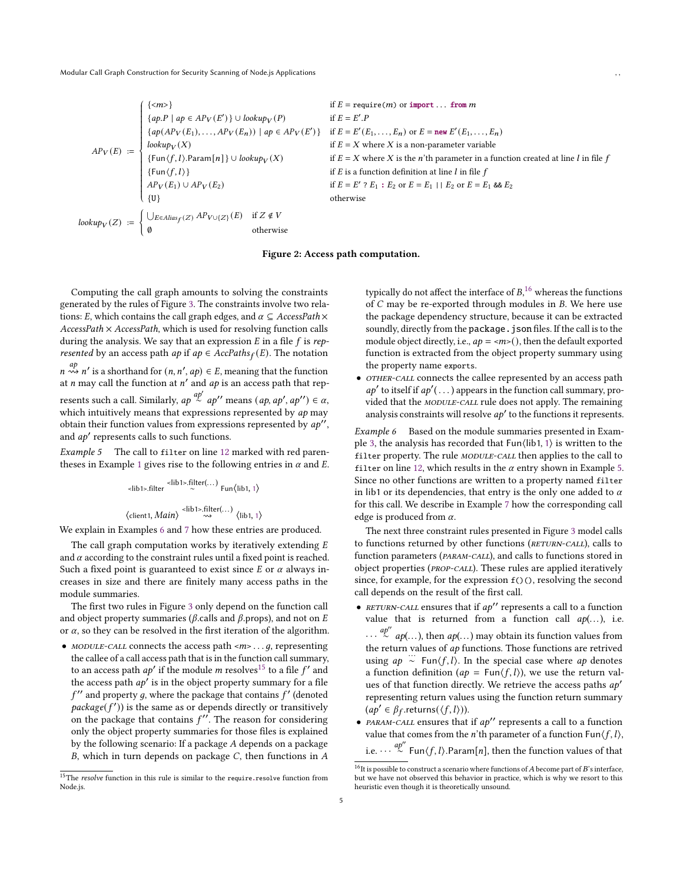$$
AP_V(E) := \begin{cases}
\{\texttt{<}m\texttt{>}\} & \text{if } E = \texttt{require}(m) \text{ or } \textbf{import} \ldots \textbf{from } m \\
\{ap.P \mid ap \in AP_V(E')\} \cup lookup_V(P) & \text{if } E = E'.P \\
\{ap(AP_V(E_1), \ldots, AP_V(E_n)) \mid ap \in AP_V(E')\} & \text{if } E = E'(E_1, \ldots, E_n) \text{ or } E = \textbf{new } E'(E_1, \ldots, E_n) \\
lookup_V(X) & \text{if } E = X \text{ where } X \text{ is a non-parameter variable} \\
\{\mathsf{Fun}\langle f, l\rangle.\mathsf{Param}[n]\} \cup lookup_V(X) & \text{if } E = X \text{ where } X \text{ is the } n\text{'th parameter in a function created at line } l \text{ in file } f \\
\{\mathsf{Fun}\langle f, l\rangle\} & \text{if } E \text{ is a function definition at line } l \text{ in file } f \\
AP_V(E_1) \cup AP_V(E_2) & \text{if } E = E' \text{ ? } E_1 \text{ : } E_2 \text{ or } E = E_1 \text{ || } E_2 \text{ or } E = E_1 \text{ \&\& } E_2 \\
\{\mathtt{U}\} & \text{otherwise}
\end{cases}
$$

$$
lookup_V(Z) := \begin{cases}
\bigcup_{E \in Alias_f(Z)} AP_{V \cup \{Z\}}(E) & \text{if } Z \notin V \\
\emptyset & \text{otherwise}
\end{cases}
$$

**Figure 2: Access path computation.**

Computing the call graph amounts to solving the constraints generated by the rules of Figure 3. The constraints involve two relations: *E*, which contains the call graph edges, and $\alpha \subseteq AccessPath \times AccessPath \times AccessPath$, which is used for resolving function calls during the analysis. We say that an expression $E$ in a file $f$ is *represented* by an access path $ap$ if $ap \in AccPaths_f(E)$. The notation $n \overset{ap}{\rightsquigarrow} n'$ is a shorthand for $(n, n', ap) \in E$, meaning that the function at $n$ may call the function at $n'$ and $ap$ is an access path that represents such a call. Similarly, $ap \overset{ap'}{\sim} ap''$ means $(ap, ap', ap'') \in \alpha$, which intuitively means that expressions represented by $ap$ may obtain their function values from expressions represented by $ap''$, and $ap'$ represents calls to such functions.

*Example 5* The call to `filter` on line 12 marked with red parentheses in Example 1 gives rise to the following entries in $\alpha$ and $E$.

$$\texttt{<lib1>.filter} \overset{\texttt{<lib1>.filter(...)}}{\sim} \mathsf{Fun}\langle\text{lib1}, 1\rangle$$

$$\langle\text{client1}, Main\rangle \overset{\texttt{<lib1>.filter(...)}}{\rightsquigarrow} \langle\text{lib1}, 1\rangle$$

We explain in Examples 6 and 7 how these entries are produced.

The call graph computation works by iteratively extending $E$ and $\alpha$ according to the constraint rules until a fixed point is reached. Such a fixed point is guaranteed to exist since $E$ or $\alpha$ always increases in size and there are finitely many access paths in the module summaries.

The first two rules in Figure 3 only depend on the function call and object property summaries ($\beta$.calls and $\beta$.props), and not on $E$ or $\alpha$, so they can be resolved in the first iteration of the algorithm.

- MODULE-CALL connects the access path $\texttt{<}m\texttt{>} \ldots g$, representing the callee of a call access path that is in the function call summary, to an access path $ap'$ if the module $m$ resolves[15] to a file $f'$ and the access path $ap'$ is in the object property summary for a file $f''$ and property $g$, where the package that contains $f'$ (denoted $package(f')$) is the same as or depends directly or transitively on the package that contains $f''$. The reason for considering only the object property summaries for those files is explained by the following scenario: If a package $A$ depends on a package $B$, which in turn depends on package $C$, then functions in $A$ typically do not affect the interface of $B$,[16] whereas the functions of $C$ may be re-exported through modules in $B$. We here use the package dependency structure, because it can be extracted soundly, directly from the `package.json` files. If the call is to the module object directly, i.e., $ap = \texttt{<}m\texttt{>}()$, then the default exported function is extracted from the object property summary using the property name `exports`.
- OTHER-CALL connects the callee represented by an access path $ap'$ to itself if $ap'(\ldots)$ appears in the function call summary, provided that the MODULE-CALL rule does not apply. The remaining analysis constraints will resolve $ap'$ to the functions it represents.

*Example 6* Based on the module summaries presented in Example 3, the analysis has recorded that $\mathsf{Fun}\langle\text{lib1}, 1\rangle$ is written to the `filter` property. The rule MODULE-CALL then applies to the call to `filter` on line 12, which results in the $\alpha$ entry shown in Example 5. Since no other functions are written to a property named `filter` in lib1 or its dependencies, that entry is the only one added to $\alpha$ for this call. We describe in Example 7 how the corresponding call edge is produced from $\alpha$.

The next three constraint rules presented in Figure 3 model calls to functions returned by other functions (RETURN-CALL), calls to function parameters (PARAM-CALL), and calls to functions stored in object properties (PROP-CALL). These rules are applied iteratively since, for example, for the expression `f()()`, resolving the second call depends on the result of the first call.

- RETURN-CALL ensures that if $ap''$ represents a call to a function value that is returned from a function call $ap(\ldots)$, i.e. $\cdots \overset{ap''}{\sim} ap(\ldots)$, then $ap(\ldots)$ may obtain its function values from the return values of $ap$ functions. Those functions are retrived using $ap \overset{\cdots}{\sim} \mathsf{Fun}\langle f, l\rangle$. In the special case where $ap$ denotes a function definition ($ap = \mathsf{Fun}\langle f, l\rangle$), we use the return values of that function directly. We retrieve the access paths $ap'$ representing return values using the function return summary ($ap' \in \beta_f.\mathsf{returns}(\langle f, l\rangle)$).
- PARAM-CALL ensures that if $ap''$ represents a call to a function value that comes from the $n$'th parameter of a function $\mathsf{Fun}\langle f, l\rangle$, i.e. $\cdots \overset{ap''}{\sim} \mathsf{Fun}\langle f, l\rangle.\mathsf{Param}[n]$, then the function values of that

[15] The *resolve* function in this rule is similar to the `require.resolve` function from Node.js.

[16] It is possible to construct a scenario where functions of $A$ become part of $B$'s interface, but we have not observed this behavior in practice, which is why we resort to this heuristic even though it is theoretically unsound.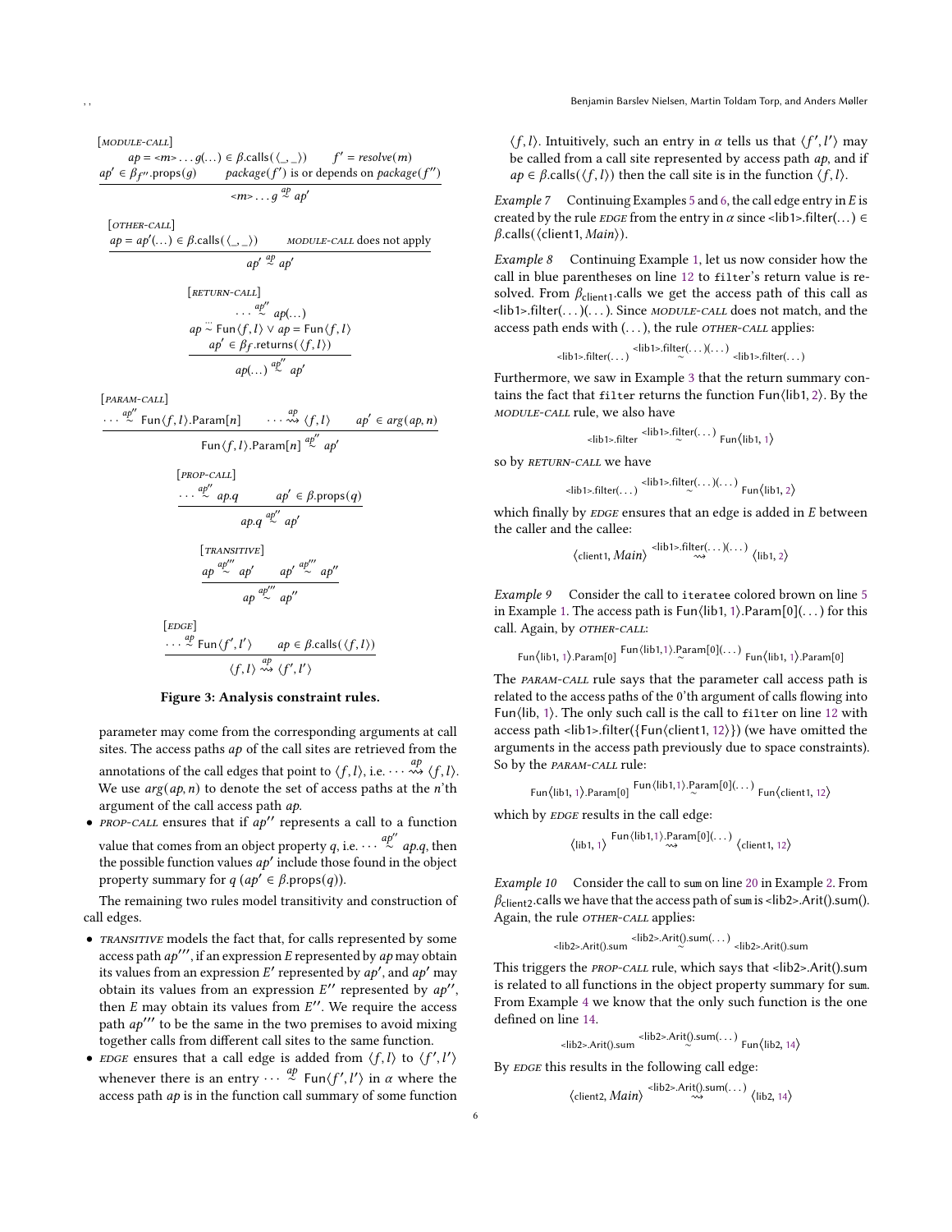$$\frac{ap = \texttt{<}m\texttt{>} \ldots g(\ldots) \in \beta.\text{calls}(\langle\_,\_\rangle) \qquad f' = \mathit{resolve}(m) \qquad ap' \in \beta_{f''}.\text{props}(g) \qquad \mathit{package}(f') \text{ is or depends on } \mathit{package}(f'')}{\texttt{<}m\texttt{>} \ldots g \overset{ap}{\sim} ap'} \; [\textit{MODULE-CALL}]$$

$$\frac{ap = ap'(\ldots) \in \beta.\text{calls}(\langle\_,\_\rangle) \qquad \textit{MODULE-CALL} \text{ does not apply}}{ap' \overset{ap}{\sim} ap'} \; [\textit{OTHER-CALL}]$$

$$\frac{\cdots \overset{ap''}{\sim} ap(\ldots) \qquad ap \overset{\cdots}{\sim} \text{Fun}\langle f,l\rangle \lor ap = \text{Fun}\langle f,l\rangle \qquad ap' \in \beta_f.\text{returns}(\langle f,l\rangle)}{ap(\ldots) \overset{ap''}{\sim} ap'} \; [\textit{RETURN-CALL}]$$

$$\frac{\cdots \overset{ap''}{\sim} \text{Fun}\langle f,l\rangle.\text{Param}[n] \qquad \cdots \overset{ap}{\rightsquigarrow} \langle f,l\rangle \qquad ap' \in \mathit{arg}(ap,n)}{\text{Fun}\langle f,l\rangle.\text{Param}[n] \overset{ap''}{\sim} ap'} \; [\textit{PARAM-CALL}]$$

$$\frac{\cdots \overset{ap''}{\sim} ap.q \qquad ap' \in \beta.\text{props}(q)}{ap.q \overset{ap''}{\sim} ap'} \; [\textit{PROP-CALL}]$$

$$\frac{ap \overset{ap'''}{\sim} ap' \qquad ap' \overset{ap'''}{\sim} ap''}{ap \overset{ap'''}{\sim} ap''} \; [\textit{TRANSITIVE}]$$

$$\frac{\cdots \overset{ap}{\sim} \text{Fun}\langle f',l'\rangle \qquad ap \in \beta.\text{calls}(\langle f,l\rangle)}{\langle f,l\rangle \overset{ap}{\rightsquigarrow} \langle f',l'\rangle} \; [\textit{EDGE}]$$

**Figure 3: Analysis constraint rules.**

parameter may come from the corresponding arguments at call sites. The access paths $ap$ of the call sites are retrieved from the annotations of the call edges that point to $\langle f,l\rangle$, i.e. $\cdots \overset{ap}{\rightsquigarrow} \langle f,l\rangle$. We use $\mathit{arg}(ap,n)$ to denote the set of access paths at the $n$'th argument of the call access path $ap$.

- *PROP-CALL* ensures that if $ap''$ represents a call to a function value that comes from an object property $q$, i.e. $\cdots \overset{ap''}{\sim} ap.q$, then the possible function values $ap'$ include those found in the object property summary for $q$ ($ap' \in \beta.\text{props}(q)$).

The remaining two rules model transitivity and construction of call edges.

- *TRANSITIVE* models the fact that, for calls represented by some access path $ap'''$, if an expression $E$ represented by $ap$ may obtain its values from an expression $E'$ represented by $ap'$, and $ap'$ may obtain its values from an expression $E''$ represented by $ap''$, then $E$ may obtain its values from $E''$. We require the access path $ap'''$ to be the same in the two premises to avoid mixing together calls from different call sites to the same function.
- *EDGE* ensures that a call edge is added from $\langle f,l\rangle$ to $\langle f',l'\rangle$ whenever there is an entry $\cdots \overset{ap}{\sim} \text{Fun}\langle f',l'\rangle$ in $\alpha$ where the access path $ap$ is in the function call summary of some function $\langle f,l\rangle$. Intuitively, such an entry in $\alpha$ tells us that $\langle f',l'\rangle$ may be called from a call site represented by access path $ap$, and if $ap \in \beta.\text{calls}(\langle f,l\rangle)$ then the call site is in the function $\langle f,l\rangle$.

*Example 7* Continuing Examples 5 and 6, the call edge entry in $E$ is created by the rule *EDGE* from the entry in $\alpha$ since <lib1>.filter(…) $\in \beta.\text{calls}(\langle\text{client1}, \mathit{Main}\rangle)$.

*Example 8* Continuing Example 1, let us now consider how the call in blue parentheses on line 12 to `filter`'s return value is resolved. From $\beta_{\text{client1}}$.calls we get the access path of this call as <lib1>.filter(…)(…). Since *MODULE-CALL* does not match, and the access path ends with (…), the rule *OTHER-CALL* applies:

$$\text{<lib1>.filter}(\ldots) \overset{\text{<lib1>.filter}(\ldots)(\ldots)}{\sim} \text{<lib1>.filter}(\ldots)$$

Furthermore, we saw in Example 3 that the return summary contains the fact that `filter` returns the function Fun⟨lib1, 2⟩. By the *MODULE-CALL* rule, we also have

$$\text{<lib1>.filter} \overset{\text{<lib1>.filter}(\ldots)}{\sim} \text{Fun}\langle\text{lib1}, 1\rangle$$

so by *RETURN-CALL* we have

$$\text{<lib1>.filter}(\ldots) \overset{\text{<lib1>.filter}(\ldots)(\ldots)}{\sim} \text{Fun}\langle\text{lib1}, 2\rangle$$

which finally by *EDGE* ensures that an edge is added in $E$ between the caller and the callee:

$$\langle\text{client1}, \mathit{Main}\rangle \overset{\text{<lib1>.filter}(\ldots)(\ldots)}{\rightsquigarrow} \langle\text{lib1}, 2\rangle$$

*Example 9* Consider the call to `iteratee` colored brown on line 5 in Example 1. The access path is Fun⟨lib1, 1⟩.Param[0](…) for this call. Again, by *OTHER-CALL*:

$$\text{Fun}\langle\text{lib1}, 1\rangle.\text{Param}[0] \overset{\text{Fun}\langle\text{lib1},1\rangle.\text{Param}[0](\ldots)}{\sim} \text{Fun}\langle\text{lib1}, 1\rangle.\text{Param}[0]$$

The *PARAM-CALL* rule says that the parameter call access path is related to the access paths of the 0'th argument of calls flowing into Fun⟨lib, 1⟩. The only such call is the call to `filter` on line 12 with access path <lib1>.filter({Fun⟨client1, 12⟩}) (we have omitted the arguments in the access path previously due to space constraints). So by the *PARAM-CALL* rule:

$$\text{Fun}\langle\text{lib1}, 1\rangle.\text{Param}[0] \overset{\text{Fun}\langle\text{lib1},1\rangle.\text{Param}[0](\ldots)}{\sim} \text{Fun}\langle\text{client1}, 12\rangle$$

which by *EDGE* results in the call edge:

$$\langle\text{lib1}, 1\rangle \overset{\text{Fun}\langle\text{lib1},1\rangle.\text{Param}[0](\ldots)}{\rightsquigarrow} \langle\text{client1}, 12\rangle$$

*Example 10* Consider the call to `sum` on line 20 in Example 2. From $\beta_{\text{client2}}$.calls we have that the access path of `sum` is <lib2>.Arit().sum(). Again, the rule *OTHER-CALL* applies:

$$\text{<lib2>.Arit().sum} \overset{\text{<lib2>.Arit().sum}(\ldots)}{\sim} \text{<lib2>.Arit().sum}$$

This triggers the *PROP-CALL* rule, which says that <lib2>.Arit().sum is related to all functions in the object property summary for `sum`. From Example 4 we know that the only such function is the one defined on line 14.

$$\text{<lib2>.Arit().sum} \overset{\text{<lib2>.Arit().sum}(\ldots)}{\sim} \text{Fun}\langle\text{lib2}, 14\rangle$$

By *EDGE* this results in the following call edge:

$$\langle\text{client2}, \mathit{Main}\rangle \overset{\text{<lib2>.Arit().sum}(\ldots)}{\rightsquigarrow} \langle\text{lib2}, 14\rangle$$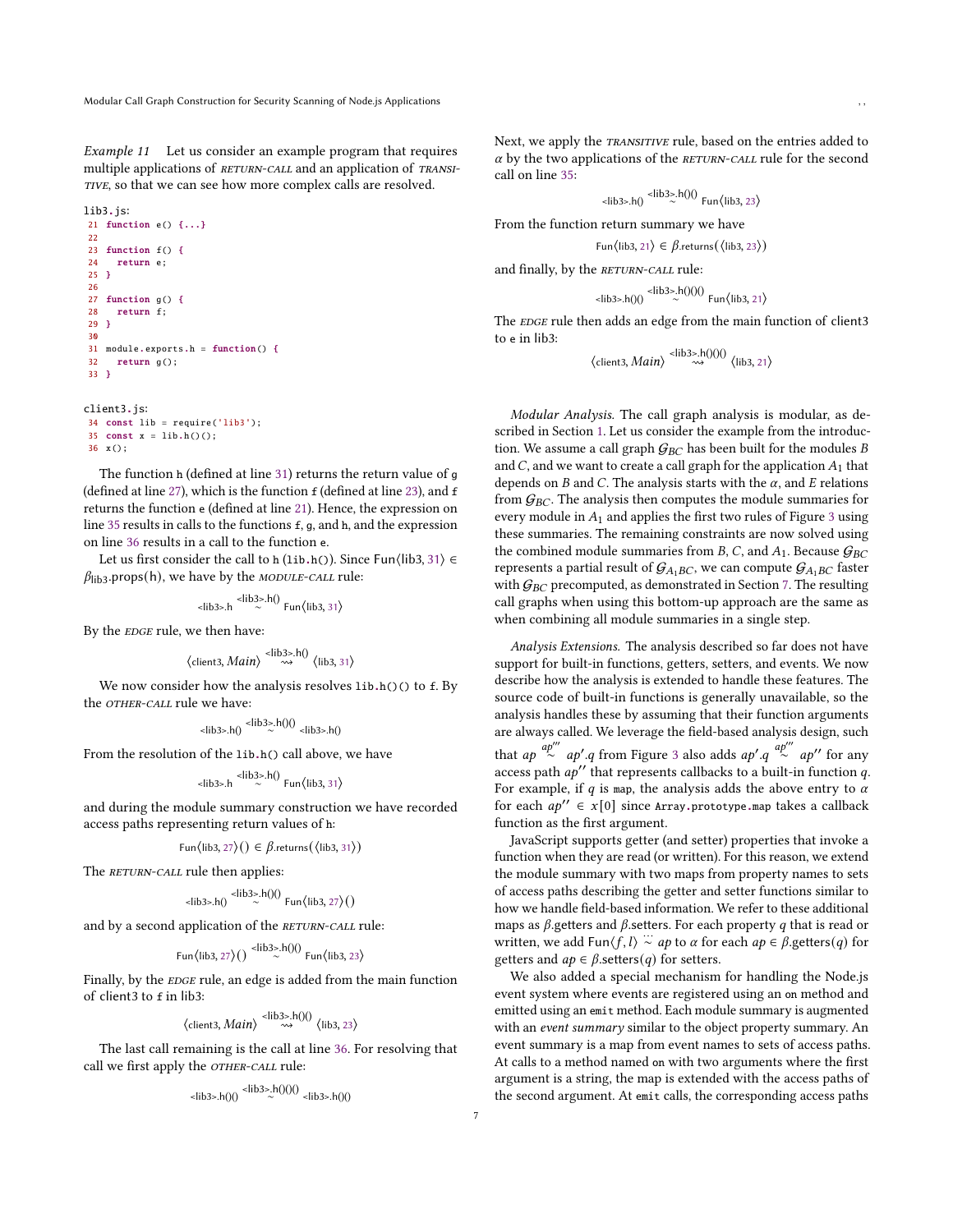*Example 11* Let us consider an example program that requires multiple applications of *RETURN-CALL* and an application of *TRANSITIVE*, so that we can see how more complex calls are resolved.

lib3.js:
```
21 function e() {...}
22
23 function f() {
24   return e;
25 }
26
27 function g() {
28   return f;
29 }
30
31 module.exports.h = function() {
32   return g();
33 }
```

client3.js:
```
34 const lib = require('lib3');
35 const x = lib.h()();
36 x();
```

The function h (defined at line 31) returns the return value of g (defined at line 27), which is the function f (defined at line 23), and f returns the function e (defined at line 21). Hence, the expression on line 35 results in calls to the functions f, g, and h, and the expression on line 36 results in a call to the function e.

Let us first consider the call to h (`lib.h()`). Since $\mathsf{Fun}\langle\text{lib3}, 31\rangle \in \beta_{\text{lib3}}.\text{props}(\mathsf{h})$, we have by the *MODULE-CALL* rule:

$$\text{<lib3>.h} \overset{\text{<lib3>.h()}}{\sim} \mathsf{Fun}\langle\text{lib3}, 31\rangle$$

By the *EDGE* rule, we then have:

$$\langle\text{client3}, \mathit{Main}\rangle \overset{\text{<lib3>.h()}}{\rightsquigarrow} \langle\text{lib3}, 31\rangle$$

We now consider how the analysis resolves `lib.h()()` to f. By the *OTHER-CALL* rule we have:

$$\text{<lib3>.h()} \overset{\text{<lib3>.h()()}}{\sim} \text{<lib3>.h()}$$

From the resolution of the `lib.h()` call above, we have

$$\text{<lib3>.h} \overset{\text{<lib3>.h()}}{\sim} \mathsf{Fun}\langle\text{lib3}, 31\rangle$$

and during the module summary construction we have recorded access paths representing return values of h:

$$\mathsf{Fun}\langle\text{lib3}, 27\rangle() \in \beta.\text{returns}(\langle\text{lib3}, 31\rangle)$$

The *RETURN-CALL* rule then applies:

$$\text{<lib3>.h()} \overset{\text{<lib3>.h()()}}{\sim} \mathsf{Fun}\langle\text{lib3}, 27\rangle()$$

and by a second application of the *RETURN-CALL* rule:

$$\mathsf{Fun}\langle\text{lib3}, 27\rangle() \overset{\text{<lib3>.h()()}}{\sim} \mathsf{Fun}\langle\text{lib3}, 23\rangle$$

Finally, by the *EDGE* rule, an edge is added from the main function of client3 to f in lib3:

$$\langle\text{client3}, \mathit{Main}\rangle \overset{\text{<lib3>.h()()}}{\rightsquigarrow} \langle\text{lib3}, 23\rangle$$

The last call remaining is the call at line 36. For resolving that call we first apply the *OTHER-CALL* rule:

$$\text{<lib3>.h()()} \overset{\text{<lib3>.h()()()}}{\sim} \text{<lib3>.h()()}$$

Next, we apply the *TRANSITIVE* rule, based on the entries added to $\alpha$ by the two applications of the *RETURN-CALL* rule for the second call on line 35:

$$\text{<lib3>.h()} \overset{\text{<lib3>.h()()}}{\sim} \mathsf{Fun}\langle\text{lib3}, 23\rangle$$

From the function return summary we have

$$\mathsf{Fun}\langle\text{lib3}, 21\rangle \in \beta.\text{returns}(\langle\text{lib3}, 23\rangle)$$

and finally, by the *RETURN-CALL* rule:

$$\text{<lib3>.h()()} \overset{\text{<lib3>.h()()()}}{\sim} \mathsf{Fun}\langle\text{lib3}, 21\rangle$$

The *EDGE* rule then adds an edge from the main function of client3 to e in lib3:

$$\langle\text{client3}, \mathit{Main}\rangle \overset{\text{<lib3>.h()()()}}{\rightsquigarrow} \langle\text{lib3}, 21\rangle$$

*Modular Analysis.* The call graph analysis is modular, as described in Section 1. Let us consider the example from the introduction. We assume a call graph $\mathcal{G}_{BC}$ has been built for the modules $B$ and $C$, and we want to create a call graph for the application $A_1$ that depends on $B$ and $C$. The analysis starts with the $\alpha$, and $E$ relations from $\mathcal{G}_{BC}$. The analysis then computes the module summaries for every module in $A_1$ and applies the first two rules of Figure 3 using these summaries. The remaining constraints are now solved using the combined module summaries from $B$, $C$, and $A_1$. Because $\mathcal{G}_{BC}$ represents a partial result of $\mathcal{G}_{A_1BC}$, we can compute $\mathcal{G}_{A_1BC}$ faster with $\mathcal{G}_{BC}$ precomputed, as demonstrated in Section 7. The resulting call graphs when using this bottom-up approach are the same as when combining all module summaries in a single step.

*Analysis Extensions.* The analysis described so far does not have support for built-in functions, getters, setters, and events. We now describe how the analysis is extended to handle these features. The source code of built-in functions is generally unavailable, so the analysis handles these by assuming that their function arguments are always called. We leverage the field-based analysis design, such that $ap \overset{ap'''}{\sim} ap'.q$ from Figure 3 also adds $ap'.q \overset{ap'''}{\sim} ap''$ for any access path $ap''$ that represents callbacks to a built-in function $q$. For example, if $q$ is `map`, the analysis adds the above entry to $\alpha$ for each $ap'' \in x[0]$ since `Array.prototype.map` takes a callback function as the first argument.

JavaScript supports getter (and setter) properties that invoke a function when they are read (or written). For this reason, we extend the module summary with two maps from property names to sets of access paths describing the getter and setter functions similar to how we handle field-based information. We refer to these additional maps as $\beta$.getters and $\beta$.setters. For each property $q$ that is read or written, we add $\mathsf{Fun}\langle f, l\rangle \overset{\cdot\cdot}{\sim} ap$ to $\alpha$ for each $ap \in \beta.\text{getters}(q)$ for getters and $ap \in \beta.\text{setters}(q)$ for setters.

We also added a special mechanism for handling the Node.js event system where events are registered using an `on` method and emitted using an `emit` method. Each module summary is augmented with an *event summary* similar to the object property summary. An event summary is a map from event names to sets of access paths. At calls to a method named `on` with two arguments where the first argument is a string, the map is extended with the access paths of the second argument. At `emit` calls, the corresponding access paths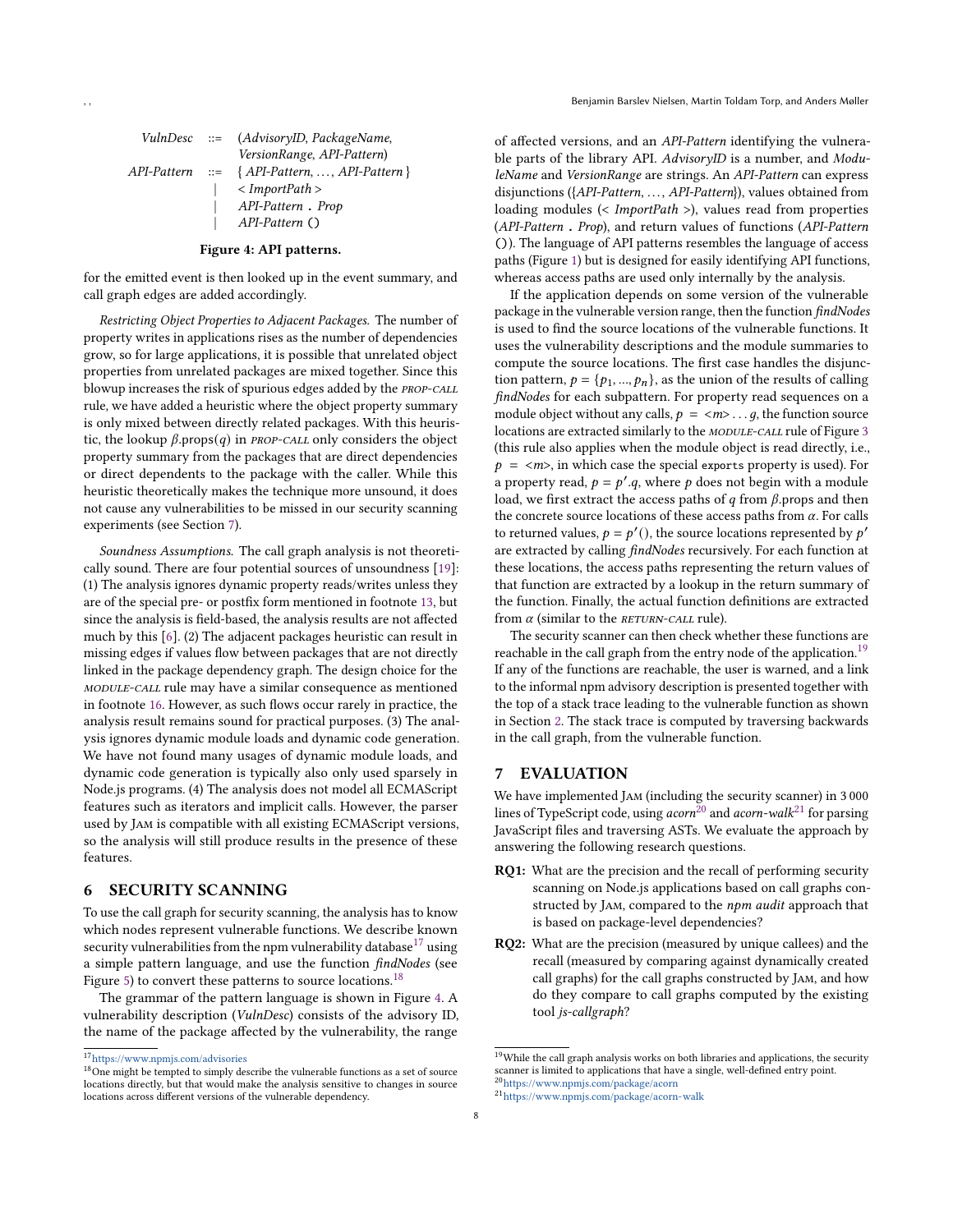$$
\begin{array}{rcl}
\textit{VulnDesc} & ::= & (\textit{AdvisoryID}, \textit{PackageName}, \\
 & & \textit{VersionRange}, \textit{API-Pattern}) \\
\textit{API-Pattern} & ::= & \{\, \textit{API-Pattern}, \ldots, \textit{API-Pattern} \,\} \\
 & | & <\textit{ImportPath}> \\
 & | & \textit{API-Pattern}\ \texttt{.}\ \textit{Prop} \\
 & | & \textit{API-Pattern}\ \texttt{()}
\end{array}
$$

**Figure 4: API patterns.**

for the emitted event is then looked up in the event summary, and call graph edges are added accordingly.

*Restricting Object Properties to Adjacent Packages.* The number of property writes in applications rises as the number of dependencies grow, so for large applications, it is possible that unrelated object properties from unrelated packages are mixed together. Since this blowup increases the risk of spurious edges added by the PROP-CALL rule, we have added a heuristic where the object property summary is only mixed between directly related packages. With this heuristic, the lookup $\beta$.props$(q)$ in PROP-CALL only considers the object property summary from the packages that are direct dependencies or direct dependents to the package with the caller. While this heuristic theoretically makes the technique more unsound, it does not cause any vulnerabilities to be missed in our security scanning experiments (see Section 7).

*Soundness Assumptions.* The call graph analysis is not theoretically sound. There are four potential sources of unsoundness [19]: (1) The analysis ignores dynamic property reads/writes unless they are of the special pre- or postfix form mentioned in footnote 13, but since the analysis is field-based, the analysis results are not affected much by this [6]. (2) The adjacent packages heuristic can result in missing edges if values flow between packages that are not directly linked in the package dependency graph. The design choice for the MODULE-CALL rule may have a similar consequence as mentioned in footnote 16. However, as such flows occur rarely in practice, the analysis result remains sound for practical purposes. (3) The analysis ignores dynamic module loads and dynamic code generation. We have not found many usages of dynamic module loads, and dynamic code generation is typically also only used sparsely in Node.js programs. (4) The analysis does not model all ECMAScript features such as iterators and implicit calls. However, the parser used by Jam is compatible with all existing ECMAScript versions, so the analysis will still produce results in the presence of these features.

## 6 SECURITY SCANNING

To use the call graph for security scanning, the analysis has to know which nodes represent vulnerable functions. We describe known security vulnerabilities from the npm vulnerability database[17] using a simple pattern language, and use the function *findNodes* (see Figure 5) to convert these patterns to source locations.[18]

The grammar of the pattern language is shown in Figure 4. A vulnerability description (*VulnDesc*) consists of the advisory ID, the name of the package affected by the vulnerability, the range of affected versions, and an *API-Pattern* identifying the vulnerable parts of the library API. *AdvisoryID* is a number, and *ModuleName* and *VersionRange* are strings. An *API-Pattern* can express disjunctions ({*API-Pattern*, ..., *API-Pattern*}), values obtained from loading modules (< *ImportPath* >), values read from properties (*API-Pattern* . *Prop*), and return values of functions (*API-Pattern* ()). The language of API patterns resembles the language of access paths (Figure 1) but is designed for easily identifying API functions, whereas access paths are used only internally by the analysis.

If the application depends on some version of the vulnerable package in the vulnerable version range, then the function *findNodes* is used to find the source locations of the vulnerable functions. It uses the vulnerability descriptions and the module summaries to compute the source locations. The first case handles the disjunction pattern, $p = \{p_1, ..., p_n\}$, as the union of the results of calling *findNodes* for each subpattern. For property read sequences on a module object without any calls, $p = <m> \ldots g$, the function source locations are extracted similarly to the MODULE-CALL rule of Figure 3 (this rule also applies when the module object is read directly, i.e., $p = <m>$, in which case the special `exports` property is used). For a property read, $p = p'.q$, where $p$ does not begin with a module load, we first extract the access paths of $q$ from $\beta$.props and then the concrete source locations of these access paths from $\alpha$. For calls to returned values, $p = p'()$, the source locations represented by $p'$ are extracted by calling *findNodes* recursively. For each function at these locations, the access paths representing the return values of that function are extracted by a lookup in the return summary of the function. Finally, the actual function definitions are extracted from $\alpha$ (similar to the RETURN-CALL rule).

The security scanner can then check whether these functions are reachable in the call graph from the entry node of the application.[19] If any of the functions are reachable, the user is warned, and a link to the informal npm advisory description is presented together with the top of a stack trace leading to the vulnerable function as shown in Section 2. The stack trace is computed by traversing backwards in the call graph, from the vulnerable function.

## 7 EVALUATION

We have implemented Jam (including the security scanner) in 3 000 lines of TypeScript code, using *acorn*[20] and *acorn-walk*[21] for parsing JavaScript files and traversing ASTs. We evaluate the approach by answering the following research questions.

- **RQ1:** What are the precision and the recall of performing security scanning on Node.js applications based on call graphs constructed by Jam, compared to the *npm audit* approach that is based on package-level dependencies?
- **RQ2:** What are the precision (measured by unique callees) and the recall (measured by comparing against dynamically created call graphs) for the call graphs constructed by Jam, and how do they compare to call graphs computed by the existing tool *js-callgraph*?

---

[17] https://www.npmjs.com/advisories

[18] One might be tempted to simply describe the vulnerable functions as a set of source locations directly, but that would make the analysis sensitive to changes in source locations across different versions of the vulnerable dependency.

[19] While the call graph analysis works on both libraries and applications, the security scanner is limited to applications that have a single, well-defined entry point.

[20] https://www.npmjs.com/package/acorn

[21] https://www.npmjs.com/package/acorn-walk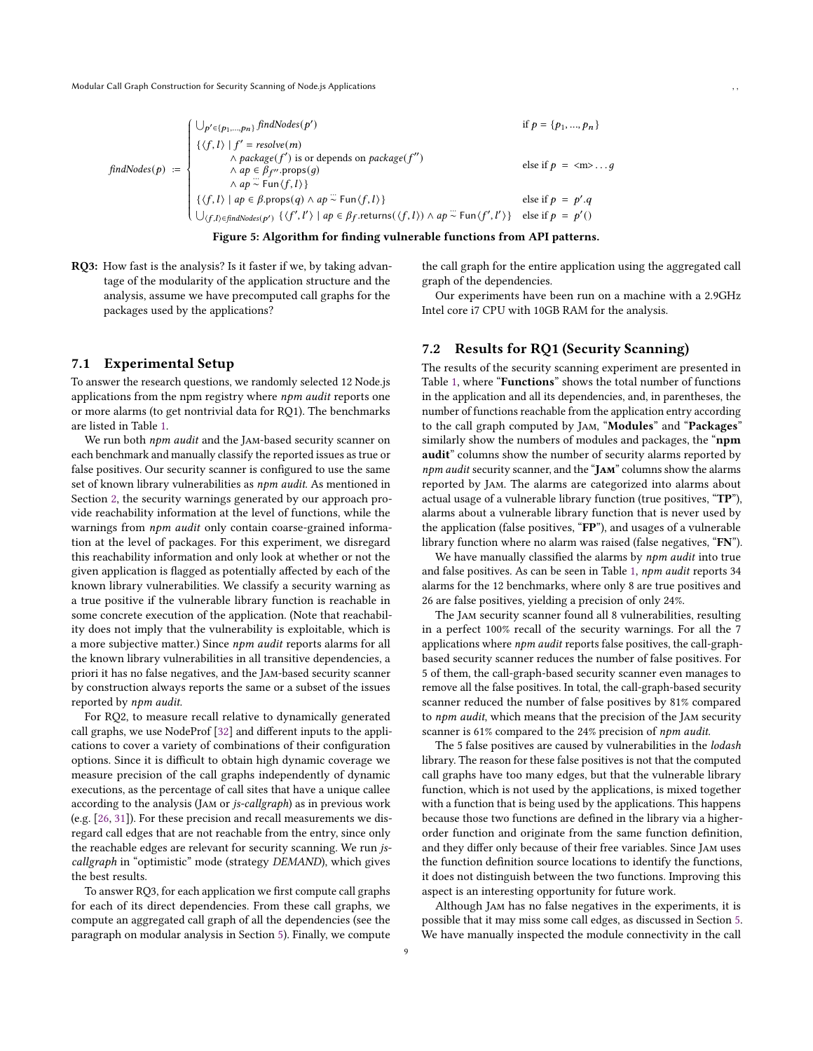$$
\mathit{findNodes}(p) := \begin{cases}
\bigcup_{p' \in \{p_1,\ldots,p_n\}} \mathit{findNodes}(p') & \text{if } p = \{p_1,\ldots,p_n\} \\
\{\langle f, l \rangle \mid f' = \mathit{resolve}(m) \\
\quad \wedge\ \mathit{package}(f') \text{ is or depends on } \mathit{package}(f'') \\
\quad \wedge\ ap \in \beta_{f''}.\mathrm{props}(g) \\
\quad \wedge\ ap \stackrel{\cdots}{\sim} \mathsf{Fun}\langle f, l \rangle \} & \text{else if } p = \texttt{<m>} \ldots g \\
\{\langle f, l \rangle \mid ap \in \beta.\mathrm{props}(q) \wedge ap \stackrel{\cdots}{\sim} \mathsf{Fun}\langle f, l \rangle \} & \text{else if } p = p'.q \\
\bigcup_{\langle f, l \rangle \in \mathit{findNodes}(p')} \{\langle f', l' \rangle \mid ap \in \beta_f.\mathrm{returns}(\langle f, l \rangle) \wedge ap \stackrel{\cdots}{\sim} \mathsf{Fun}\langle f', l' \rangle \} & \text{else if } p = p'()
\end{cases}
$$

**Figure 5: Algorithm for finding vulnerable functions from API patterns.**

**RQ3:** How fast is the analysis? Is it faster if we, by taking advantage of the modularity of the application structure and the analysis, assume we have precomputed call graphs for the packages used by the applications?

## 7.1 Experimental Setup

To answer the research questions, we randomly selected 12 Node.js applications from the npm registry where *npm audit* reports one or more alarms (to get nontrivial data for RQ1). The benchmarks are listed in Table 1.

We run both *npm audit* and the Jam-based security scanner on each benchmark and manually classify the reported issues as true or false positives. Our security scanner is configured to use the same set of known library vulnerabilities as *npm audit*. As mentioned in Section 2, the security warnings generated by our approach provide reachability information at the level of functions, while the warnings from *npm audit* only contain coarse-grained information at the level of packages. For this experiment, we disregard this reachability information and only look at whether or not the given application is flagged as potentially affected by each of the known library vulnerabilities. We classify a security warning as a true positive if the vulnerable library function is reachable in some concrete execution of the application. (Note that reachability does not imply that the vulnerability is exploitable, which is a more subjective matter.) Since *npm audit* reports alarms for all the known library vulnerabilities in all transitive dependencies, a priori it has no false negatives, and the Jam-based security scanner by construction always reports the same or a subset of the issues reported by *npm audit*.

For RQ2, to measure recall relative to dynamically generated call graphs, we use NodeProf [32] and different inputs to the applications to cover a variety of combinations of their configuration options. Since it is difficult to obtain high dynamic coverage we measure precision of the call graphs independently of dynamic executions, as the percentage of call sites that have a unique callee according to the analysis (Jam or *js-callgraph*) as in previous work (e.g. [26, 31]). For these precision and recall measurements we disregard call edges that are not reachable from the entry, since only the reachable edges are relevant for security scanning. We run *js-callgraph* in "optimistic" mode (strategy *DEMAND*), which gives the best results.

To answer RQ3, for each application we first compute call graphs for each of its direct dependencies. From these call graphs, we compute an aggregated call graph of all the dependencies (see the paragraph on modular analysis in Section 5). Finally, we compute the call graph for the entire application using the aggregated call graph of the dependencies.

Our experiments have been run on a machine with a 2.9GHz Intel core i7 CPU with 10GB RAM for the analysis.

## 7.2 Results for RQ1 (Security Scanning)

The results of the security scanning experiment are presented in Table 1, where "**Functions**" shows the total number of functions in the application and all its dependencies, and, in parentheses, the number of functions reachable from the application entry according to the call graph computed by Jam, "**Modules**" and "**Packages**" similarly show the numbers of modules and packages, the "**npm audit**" columns show the number of security alarms reported by *npm audit* security scanner, and the "**Jam**" columns show the alarms reported by Jam. The alarms are categorized into alarms about actual usage of a vulnerable library function (true positives, "**TP**"), alarms about a vulnerable library function that is never used by the application (false positives, "**FP**"), and usages of a vulnerable library function where no alarm was raised (false negatives, "**FN**").

We have manually classified the alarms by *npm audit* into true and false positives. As can be seen in Table 1, *npm audit* reports 34 alarms for the 12 benchmarks, where only 8 are true positives and 26 are false positives, yielding a precision of only 24%.

The Jam security scanner found all 8 vulnerabilities, resulting in a perfect 100% recall of the security warnings. For all the 7 applications where *npm audit* reports false positives, the call-graph-based security scanner reduces the number of false positives. For 5 of them, the call-graph-based security scanner even manages to remove all the false positives. In total, the call-graph-based security scanner reduced the number of false positives by 81% compared to *npm audit*, which means that the precision of the Jam security scanner is 61% compared to the 24% precision of *npm audit*.

The 5 false positives are caused by vulnerabilities in the *lodash* library. The reason for these false positives is not that the computed call graphs have too many edges, but that the vulnerable library function, which is not used by the applications, is mixed together with a function that is being used by the applications. This happens because those two functions are defined in the library via a higher-order function and originate from the same function definition, and they differ only because of their free variables. Since Jam uses the function definition source locations to identify the functions, it does not distinguish between the two functions. Improving this aspect is an interesting opportunity for future work.

Although Jam has no false negatives in the experiments, it is possible that it may miss some call edges, as discussed in Section 5. We have manually inspected the module connectivity in the call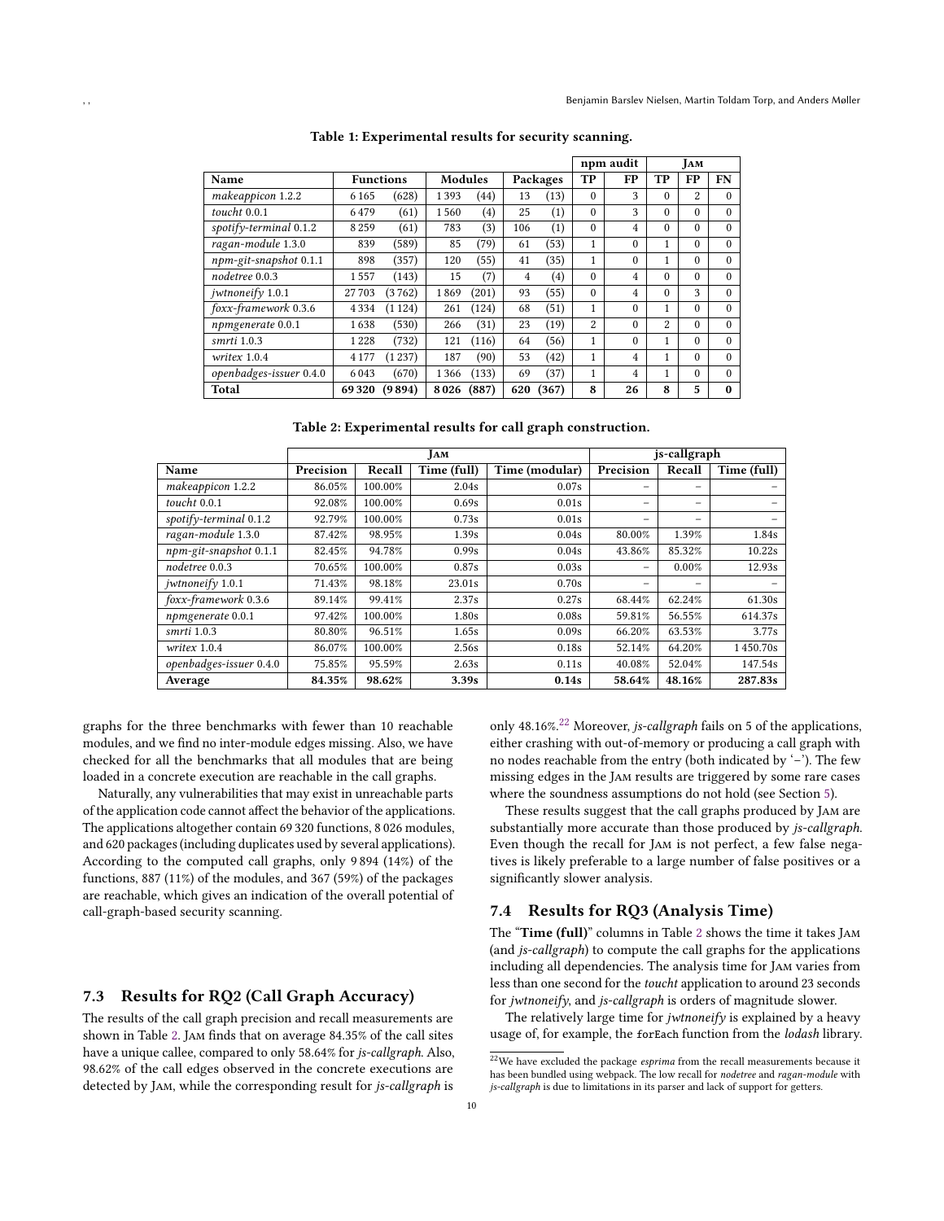**Table 1: Experimental results for security scanning.**

| Name | Functions | | Modules | | Packages | | npm audit | | Jam | | |
|---|---|---|---|---|---|---|---|---|---|---|---|
| | | | | | | | TP | FP | TP | FP | FN |
| *makeappicon* 1.2.2 | 6 165 | (628) | 1 393 | (44) | 13 | (13) | 0 | 3 | 0 | 2 | 0 |
| *toucht* 0.0.1 | 6 479 | (61) | 1 560 | (4) | 25 | (1) | 0 | 3 | 0 | 0 | 0 |
| *spotify-terminal* 0.1.2 | 8 259 | (61) | 783 | (3) | 106 | (1) | 0 | 4 | 0 | 0 | 0 |
| *ragan-module* 1.3.0 | 839 | (589) | 85 | (79) | 61 | (53) | 1 | 0 | 1 | 0 | 0 |
| *npm-git-snapshot* 0.1.1 | 898 | (357) | 120 | (55) | 41 | (35) | 1 | 0 | 1 | 0 | 0 |
| *nodetree* 0.0.3 | 1 557 | (143) | 15 | (7) | 4 | (4) | 0 | 4 | 0 | 0 | 0 |
| *jwtnoneify* 1.0.1 | 27 703 | (3 762) | 1 869 | (201) | 93 | (55) | 0 | 4 | 0 | 3 | 0 |
| *foxx-framework* 0.3.6 | 4 334 | (1 124) | 261 | (124) | 68 | (51) | 1 | 0 | 1 | 0 | 0 |
| *npmgenerate* 0.0.1 | 1 638 | (530) | 266 | (31) | 23 | (19) | 2 | 0 | 2 | 0 | 0 |
| *smrti* 1.0.3 | 1 228 | (732) | 121 | (116) | 64 | (56) | 1 | 0 | 1 | 0 | 0 |
| *writex* 1.0.4 | 4 177 | (1 237) | 187 | (90) | 53 | (42) | 1 | 4 | 1 | 0 | 0 |
| *openbadges-issuer* 0.4.0 | 6 043 | (670) | 1 366 | (133) | 69 | (37) | 1 | 4 | 1 | 0 | 0 |
| **Total** | **69 320** | **(9 894)** | **8 026** | **(887)** | **620** | **(367)** | **8** | **26** | **8** | **5** | **0** |

**Table 2: Experimental results for call graph construction.**

| | Jam | | | | js-callgraph | | |
|---|---|---|---|---|---|---|---|
| Name | Precision | Recall | Time (full) | Time (modular) | Precision | Recall | Time (full) |
| *makeappicon* 1.2.2 | 86.05% | 100.00% | 2.04s | 0.07s | – | – | – |
| *toucht* 0.0.1 | 92.08% | 100.00% | 0.69s | 0.01s | – | – | – |
| *spotify-terminal* 0.1.2 | 92.79% | 100.00% | 0.73s | 0.01s | – | – | – |
| *ragan-module* 1.3.0 | 87.42% | 98.95% | 1.39s | 0.04s | 80.00% | 1.39% | 1.84s |
| *npm-git-snapshot* 0.1.1 | 82.45% | 94.78% | 0.99s | 0.04s | 43.86% | 85.32% | 10.22s |
| *nodetree* 0.0.3 | 70.65% | 100.00% | 0.87s | 0.03s | – | 0.00% | 12.93s |
| *jwtnoneify* 1.0.1 | 71.43% | 98.18% | 23.01s | 0.70s | – | – | – |
| *foxx-framework* 0.3.6 | 89.14% | 99.41% | 2.37s | 0.27s | 68.44% | 62.24% | 61.30s |
| *npmgenerate* 0.0.1 | 97.42% | 100.00% | 1.80s | 0.08s | 59.81% | 56.55% | 614.37s |
| *smrti* 1.0.3 | 80.80% | 96.51% | 1.65s | 0.09s | 66.20% | 63.53% | 3.77s |
| *writex* 1.0.4 | 86.07% | 100.00% | 2.56s | 0.18s | 52.14% | 64.20% | 1 450.70s |
| *openbadges-issuer* 0.4.0 | 75.85% | 95.59% | 2.63s | 0.11s | 40.08% | 52.04% | 147.54s |
| **Average** | **84.35%** | **98.62%** | **3.39s** | **0.14s** | **58.64%** | **48.16%** | **287.83s** |

graphs for the three benchmarks with fewer than 10 reachable modules, and we find no inter-module edges missing. Also, we have checked for all the benchmarks that all modules that are being loaded in a concrete execution are reachable in the call graphs.

Naturally, any vulnerabilities that may exist in unreachable parts of the application code cannot affect the behavior of the applications. The applications altogether contain 69 320 functions, 8 026 modules, and 620 packages (including duplicates used by several applications). According to the computed call graphs, only 9 894 (14%) of the functions, 887 (11%) of the modules, and 367 (59%) of the packages are reachable, which gives an indication of the overall potential of call-graph-based security scanning.

## 7.3 Results for RQ2 (Call Graph Accuracy)

The results of the call graph precision and recall measurements are shown in Table 2. Jam finds that on average 84.35% of the call sites have a unique callee, compared to only 58.64% for *js-callgraph*. Also, 98.62% of the call edges observed in the concrete executions are detected by Jam, while the corresponding result for *js-callgraph* is only 48.16%.[22] Moreover, *js-callgraph* fails on 5 of the applications, either crashing with out-of-memory or producing a call graph with no nodes reachable from the entry (both indicated by '–'). The few missing edges in the Jam results are triggered by some rare cases where the soundness assumptions do not hold (see Section 5).

These results suggest that the call graphs produced by Jam are substantially more accurate than those produced by *js-callgraph*. Even though the recall for Jam is not perfect, a few false negatives is likely preferable to a large number of false positives or a significantly slower analysis.

## 7.4 Results for RQ3 (Analysis Time)

The "**Time (full)**" columns in Table 2 shows the time it takes Jam (and *js-callgraph*) to compute the call graphs for the applications including all dependencies. The analysis time for Jam varies from less than one second for the *toucht* application to around 23 seconds for *jwtnoneify*, and *js-callgraph* is orders of magnitude slower.

The relatively large time for *jwtnoneify* is explained by a heavy usage of, for example, the `forEach` function from the *lodash* library.

[22] We have excluded the package *esprima* from the recall measurements because it has been bundled using webpack. The low recall for *nodetree* and *ragan-module* with *js-callgraph* is due to limitations in its parser and lack of support for getters.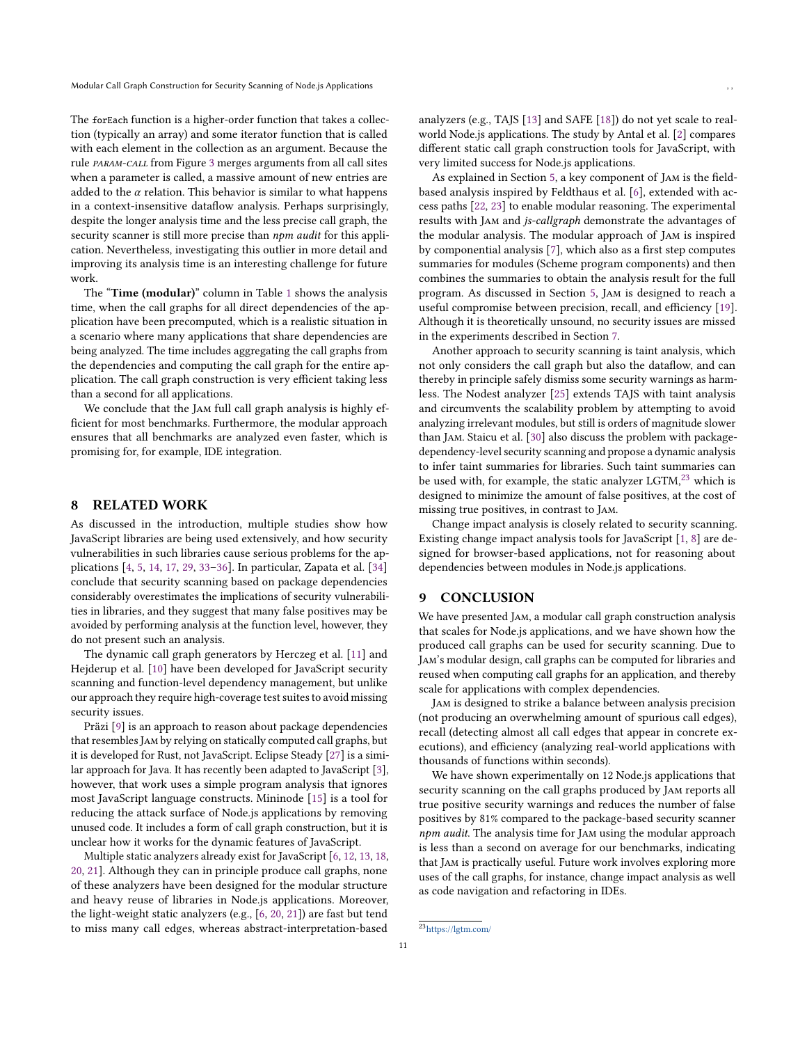The forEach function is a higher-order function that takes a collection (typically an array) and some iterator function that is called with each element in the collection as an argument. Because the rule *PARAM-CALL* from Figure 3 merges arguments from all call sites when a parameter is called, a massive amount of new entries are added to the $\alpha$ relation. This behavior is similar to what happens in a context-insensitive dataflow analysis. Perhaps surprisingly, despite the longer analysis time and the less precise call graph, the security scanner is still more precise than *npm audit* for this application. Nevertheless, investigating this outlier in more detail and improving its analysis time is an interesting challenge for future work.

The "**Time (modular)**" column in Table 1 shows the analysis time, when the call graphs for all direct dependencies of the application have been precomputed, which is a realistic situation in a scenario where many applications that share dependencies are being analyzed. The time includes aggregating the call graphs from the dependencies and computing the call graph for the entire application. The call graph construction is very efficient taking less than a second for all applications.

We conclude that the Jam full call graph analysis is highly efficient for most benchmarks. Furthermore, the modular approach ensures that all benchmarks are analyzed even faster, which is promising for, for example, IDE integration.

## 8 RELATED WORK

As discussed in the introduction, multiple studies show how JavaScript libraries are being used extensively, and how security vulnerabilities in such libraries cause serious problems for the applications [4, 5, 14, 17, 29, 33–36]. In particular, Zapata et al. [34] conclude that security scanning based on package dependencies considerably overestimates the implications of security vulnerabilities in libraries, and they suggest that many false positives may be avoided by performing analysis at the function level, however, they do not present such an analysis.

The dynamic call graph generators by Herczeg et al. [11] and Hejderup et al. [10] have been developed for JavaScript security scanning and function-level dependency management, but unlike our approach they require high-coverage test suites to avoid missing security issues.

Präzi [9] is an approach to reason about package dependencies that resembles Jam by relying on statically computed call graphs, but it is developed for Rust, not JavaScript. Eclipse Steady [27] is a similar approach for Java. It has recently been adapted to JavaScript [3], however, that work uses a simple program analysis that ignores most JavaScript language constructs. Mininode [15] is a tool for reducing the attack surface of Node.js applications by removing unused code. It includes a form of call graph construction, but it is unclear how it works for the dynamic features of JavaScript.

Multiple static analyzers already exist for JavaScript [6, 12, 13, 18, 20, 21]. Although they can in principle produce call graphs, none of these analyzers have been designed for the modular structure and heavy reuse of libraries in Node.js applications. Moreover, the light-weight static analyzers (e.g., [6, 20, 21]) are fast but tend to miss many call edges, whereas abstract-interpretation-based analyzers (e.g., TAJS [13] and SAFE [18]) do not yet scale to real-world Node.js applications. The study by Antal et al. [2] compares different static call graph construction tools for JavaScript, with very limited success for Node.js applications.

As explained in Section 5, a key component of Jam is the field-based analysis inspired by Feldthaus et al. [6], extended with access paths [22, 23] to enable modular reasoning. The experimental results with Jam and *js-callgraph* demonstrate the advantages of the modular analysis. The modular approach of Jam is inspired by componential analysis [7], which also as a first step computes summaries for modules (Scheme program components) and then combines the summaries to obtain the analysis result for the full program. As discussed in Section 5, Jam is designed to reach a useful compromise between precision, recall, and efficiency [19]. Although it is theoretically unsound, no security issues are missed in the experiments described in Section 7.

Another approach to security scanning is taint analysis, which not only considers the call graph but also the dataflow, and can thereby in principle safely dismiss some security warnings as harmless. The Nodest analyzer [25] extends TAJS with taint analysis and circumvents the scalability problem by attempting to avoid analyzing irrelevant modules, but still is orders of magnitude slower than Jam. Staicu et al. [30] also discuss the problem with package-dependency-level security scanning and propose a dynamic analysis to infer taint summaries for libraries. Such taint summaries can be used with, for example, the static analyzer LGTM,[23] which is designed to minimize the amount of false positives, at the cost of missing true positives, in contrast to Jam.

Change impact analysis is closely related to security scanning. Existing change impact analysis tools for JavaScript [1, 8] are designed for browser-based applications, not for reasoning about dependencies between modules in Node.js applications.

## 9 CONCLUSION

We have presented Jam, a modular call graph construction analysis that scales for Node.js applications, and we have shown how the produced call graphs can be used for security scanning. Due to Jam's modular design, call graphs can be computed for libraries and reused when computing call graphs for an application, and thereby scale for applications with complex dependencies.

Jam is designed to strike a balance between analysis precision (not producing an overwhelming amount of spurious call edges), recall (detecting almost all call edges that appear in concrete executions), and efficiency (analyzing real-world applications with thousands of functions within seconds).

We have shown experimentally on 12 Node.js applications that security scanning on the call graphs produced by Jam reports all true positive security warnings and reduces the number of false positives by 81% compared to the package-based security scanner *npm audit*. The analysis time for Jam using the modular approach is less than a second on average for our benchmarks, indicating that Jam is practically useful. Future work involves exploring more uses of the call graphs, for instance, change impact analysis as well as code navigation and refactoring in IDEs.

[23] https://lgtm.com/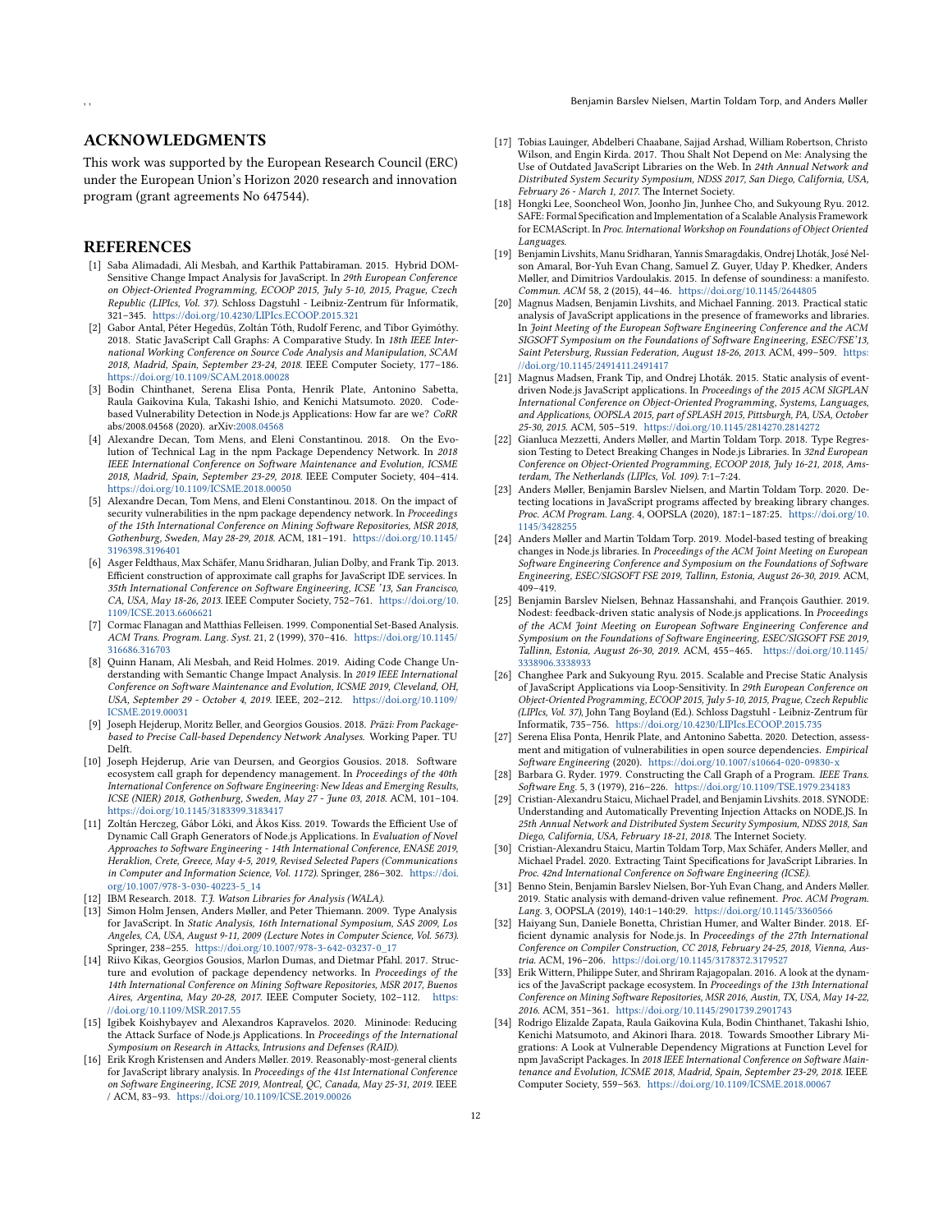## ACKNOWLEDGMENTS

This work was supported by the European Research Council (ERC) under the European Union's Horizon 2020 research and innovation program (grant agreements No 647544).

## REFERENCES

- [1] Saba Alimadadi, Ali Mesbah, and Karthik Pattabiraman. 2015. Hybrid DOM-Sensitive Change Impact Analysis for JavaScript. In *29th European Conference on Object-Oriented Programming, ECOOP 2015, July 5-10, 2015, Prague, Czech Republic (LIPIcs, Vol. 37)*. Schloss Dagstuhl - Leibniz-Zentrum für Informatik, 321–345. https://doi.org/10.4230/LIPIcs.ECOOP.2015.321
- [2] Gabor Antal, Péter Hegedüs, Zoltán Tóth, Rudolf Ferenc, and Tibor Gyimóthy. 2018. Static JavaScript Call Graphs: A Comparative Study. In *18th IEEE International Working Conference on Source Code Analysis and Manipulation, SCAM 2018, Madrid, Spain, September 23-24, 2018*. IEEE Computer Society, 177–186. https://doi.org/10.1109/SCAM.2018.00028
- [3] Bodin Chinthanet, Serena Elisa Ponta, Henrik Plate, Antonino Sabetta, Raula Gaikovina Kula, Takashi Ishio, and Kenichi Matsumoto. 2020. Code-based Vulnerability Detection in Node.js Applications: How far are we? *CoRR* abs/2008.04568 (2020). arXiv:2008.04568
- [4] Alexandre Decan, Tom Mens, and Eleni Constantinou. 2018. On the Evolution of Technical Lag in the npm Package Dependency Network. In *2018 IEEE International Conference on Software Maintenance and Evolution, ICSME 2018, Madrid, Spain, September 23-29, 2018*. IEEE Computer Society, 404–414. https://doi.org/10.1109/ICSME.2018.00050
- [5] Alexandre Decan, Tom Mens, and Eleni Constantinou. 2018. On the impact of security vulnerabilities in the npm package dependency network. In *Proceedings of the 15th International Conference on Mining Software Repositories, MSR 2018, Gothenburg, Sweden, May 28-29, 2018*. ACM, 181–191. https://doi.org/10.1145/3196398.3196401
- [6] Asger Feldthaus, Max Schäfer, Manu Sridharan, Julian Dolby, and Frank Tip. 2013. Efficient construction of approximate call graphs for JavaScript IDE services. In *35th International Conference on Software Engineering, ICSE '13, San Francisco, CA, USA, May 18-26, 2013*. IEEE Computer Society, 752–761. https://doi.org/10.1109/ICSE.2013.6606621
- [7] Cormac Flanagan and Matthias Felleisen. 1999. Componential Set-Based Analysis. *ACM Trans. Program. Lang. Syst.* 21, 2 (1999), 370–416. https://doi.org/10.1145/316686.316703
- [8] Quinn Hanam, Ali Mesbah, and Reid Holmes. 2019. Aiding Code Change Understanding with Semantic Change Impact Analysis. In *2019 IEEE International Conference on Software Maintenance and Evolution, ICSME 2019, Cleveland, OH, USA, September 29 - October 4, 2019*. IEEE, 202–212. https://doi.org/10.1109/ICSME.2019.00031
- [9] Joseph Hejderup, Moritz Beller, and Georgios Gousios. 2018. *Prāzi: From Package-based to Precise Call-based Dependency Network Analyses.* Working Paper. TU Delft.
- [10] Joseph Hejderup, Arie van Deursen, and Georgios Gousios. 2018. Software ecosystem call graph for dependency management. In *Proceedings of the 40th International Conference on Software Engineering: New Ideas and Emerging Results, ICSE (NIER) 2018, Gothenburg, Sweden, May 27 - June 03, 2018*. ACM, 101–104. https://doi.org/10.1145/3183399.3183417
- [11] Zoltán Herczeg, Gábor Lóki, and Ákos Kiss. 2019. Towards the Efficient Use of Dynamic Call Graph Generators of Node.js Applications. In *Evaluation of Novel Approaches to Software Engineering - 14th International Conference, ENASE 2019, Heraklion, Crete, Greece, May 4-5, 2019, Revised Selected Papers (Communications in Computer and Information Science, Vol. 1172)*. Springer, 286–302. https://doi.org/10.1007/978-3-030-40223-5_14
- [12] IBM Research. 2018. *T.J. Watson Libraries for Analysis (WALA).*
- [13] Simon Holm Jensen, Anders Møller, and Peter Thiemann. 2009. Type Analysis for JavaScript. In *Static Analysis, 16th International Symposium, SAS 2009, Los Angeles, CA, USA, August 9-11, 2009 (Lecture Notes in Computer Science, Vol. 5673)*. Springer, 238–255. https://doi.org/10.1007/978-3-642-03237-0_17
- [14] Riivo Kikas, Georgios Gousios, Marlon Dumas, and Dietmar Pfahl. 2017. Structure and evolution of package dependency networks. In *Proceedings of the 14th International Conference on Mining Software Repositories, MSR 2017, Buenos Aires, Argentina, May 20-28, 2017*. IEEE Computer Society, 102–112. https://doi.org/10.1109/MSR.2017.55
- [15] Igibek Koishybayev and Alexandros Kapravelos. 2020. Mininode: Reducing the Attack Surface of Node.js Applications. In *Proceedings of the International Symposium on Research in Attacks, Intrusions and Defenses (RAID).*
- [16] Erik Krogh Kristensen and Anders Møller. 2019. Reasonably-most-general clients for JavaScript library analysis. In *Proceedings of the 41st International Conference on Software Engineering, ICSE 2019, Montreal, QC, Canada, May 25-31, 2019*. IEEE / ACM, 83–93. https://doi.org/10.1109/ICSE.2019.00026
- [17] Tobias Lauinger, Abdelberi Chaabane, Sajjad Arshad, William Robertson, Christo Wilson, and Engin Kirda. 2017. Thou Shalt Not Depend on Me: Analysing the Use of Outdated JavaScript Libraries on the Web. In *24th Annual Network and Distributed System Security Symposium, NDSS 2017, San Diego, California, USA, February 26 - March 1, 2017*. The Internet Society.
- [18] Hongki Lee, Sooncheol Won, Joonho Jin, Junhee Cho, and Sukyoung Ryu. 2012. SAFE: Formal Specification and Implementation of a Scalable Analysis Framework for ECMAScript. In *Proc. International Workshop on Foundations of Object Oriented Languages.*
- [19] Benjamin Livshits, Manu Sridharan, Yannis Smaragdakis, Ondrej Lhoták, José Nelson Amaral, Bor-Yuh Evan Chang, Samuel Z. Guyer, Uday P. Khedker, Anders Møller, and Dimitrios Vardoulakis. 2015. In defense of soundiness: a manifesto. *Commun. ACM* 58, 2 (2015), 44–46. https://doi.org/10.1145/2644805
- [20] Magnus Madsen, Benjamin Livshits, and Michael Fanning. 2013. Practical static analysis of JavaScript applications in the presence of frameworks and libraries. In *Joint Meeting of the European Software Engineering Conference and the ACM SIGSOFT Symposium on the Foundations of Software Engineering, ESEC/FSE'13, Saint Petersburg, Russian Federation, August 18-26, 2013*. ACM, 499–509. https://doi.org/10.1145/2491411.2491417
- [21] Magnus Madsen, Frank Tip, and Ondrej Lhoták. 2015. Static analysis of event-driven Node.js JavaScript applications. In *Proceedings of the 2015 ACM SIGPLAN International Conference on Object-Oriented Programming, Systems, Languages, and Applications, OOPSLA 2015, part of SPLASH 2015, Pittsburgh, PA, USA, October 25-30, 2015*. ACM, 505–519. https://doi.org/10.1145/2814270.2814272
- [22] Gianluca Mezzetti, Anders Møller, and Martin Toldam Torp. 2018. Type Regression Testing to Detect Breaking Changes in Node.js Libraries. In *32nd European Conference on Object-Oriented Programming, ECOOP 2018, July 16-21, 2018, Amsterdam, The Netherlands (LIPIcs, Vol. 109)*. 7:1–7:24.
- [23] Anders Møller, Benjamin Barslev Nielsen, and Martin Toldam Torp. 2020. Detecting locations in JavaScript programs affected by breaking library changes. *Proc. ACM Program. Lang.* 4, OOPSLA (2020), 187:1–187:25. https://doi.org/10.1145/3428255
- [24] Anders Møller and Martin Toldam Torp. 2019. Model-based testing of breaking changes in Node.js libraries. In *Proceedings of the ACM Joint Meeting on European Software Engineering Conference and Symposium on the Foundations of Software Engineering, ESEC/SIGSOFT FSE 2019, Tallinn, Estonia, August 26-30, 2019*. ACM, 409–419.
- [25] Benjamin Barslev Nielsen, Behnaz Hassanshahi, and François Gauthier. 2019. Nodest: feedback-driven static analysis of Node.js applications. In *Proceedings of the ACM Joint Meeting on European Software Engineering Conference and Symposium on the Foundations of Software Engineering, ESEC/SIGSOFT FSE 2019, Tallinn, Estonia, August 26-30, 2019*. ACM, 455–465. https://doi.org/10.1145/3338906.3338933
- [26] Changhee Park and Sukyoung Ryu. 2015. Scalable and Precise Static Analysis of JavaScript Applications via Loop-Sensitivity. In *29th European Conference on Object-Oriented Programming, ECOOP 2015, July 5-10, 2015, Prague, Czech Republic (LIPIcs, Vol. 37)*, John Tang Boyland (Ed.). Schloss Dagstuhl - Leibniz-Zentrum für Informatik, 735–756. https://doi.org/10.4230/LIPIcs.ECOOP.2015.735
- [27] Serena Elisa Ponta, Henrik Plate, and Antonino Sabetta. 2020. Detection, assessment and mitigation of vulnerabilities in open source dependencies. *Empirical Software Engineering* (2020). https://doi.org/10.1007/s10664-020-09830-x
- [28] Barbara G. Ryder. 1979. Constructing the Call Graph of a Program. *IEEE Trans. Software Eng.* 5, 3 (1979), 216–226. https://doi.org/10.1109/TSE.1979.234183
- [29] Cristian-Alexandru Staicu, Michael Pradel, and Benjamin Livshits. 2018. SYNODE: Understanding and Automatically Preventing Injection Attacks on NODE.JS. In *25th Annual Network and Distributed System Security Symposium, NDSS 2018, San Diego, California, USA, February 18-21, 2018*. The Internet Society.
- [30] Cristian-Alexandru Staicu, Martin Toldam Torp, Max Schäfer, Anders Møller, and Michael Pradel. 2020. Extracting Taint Specifications for JavaScript Libraries. In *Proc. 42nd International Conference on Software Engineering (ICSE).*
- [31] Benno Stein, Benjamin Barslev Nielsen, Bor-Yuh Evan Chang, and Anders Møller. 2019. Static analysis with demand-driven value refinement. *Proc. ACM Program. Lang.* 3, OOPSLA (2019), 140:1–140:29. https://doi.org/10.1145/3360566
- [32] Haiyang Sun, Daniele Bonetta, Christian Humer, and Walter Binder. 2018. Efficient dynamic analysis for Node.js. In *Proceedings of the 27th International Conference on Compiler Construction, CC 2018, February 24-25, 2018, Vienna, Austria*. ACM, 196–206. https://doi.org/10.1145/3178372.3179527
- [33] Erik Wittern, Philippe Suter, and Shriram Rajagopalan. 2016. A look at the dynamics of the JavaScript package ecosystem. In *Proceedings of the 13th International Conference on Mining Software Repositories, MSR 2016, Austin, TX, USA, May 14-22, 2016*. ACM, 351–361. https://doi.org/10.1145/2901739.2901743
- [34] Rodrigo Elizalde Zapata, Raula Gaikovina Kula, Bodin Chinthanet, Takashi Ishio, Kenichi Matsumoto, and Akinori Ihara. 2018. Towards Smoother Library Migrations: A Look at Vulnerable Dependency Migrations at Function Level for npm JavaScript Packages. In *2018 IEEE International Conference on Software Maintenance and Evolution, ICSME 2018, Madrid, Spain, September 23-29, 2018*. IEEE Computer Society, 559–563. https://doi.org/10.1109/ICSME.2018.00067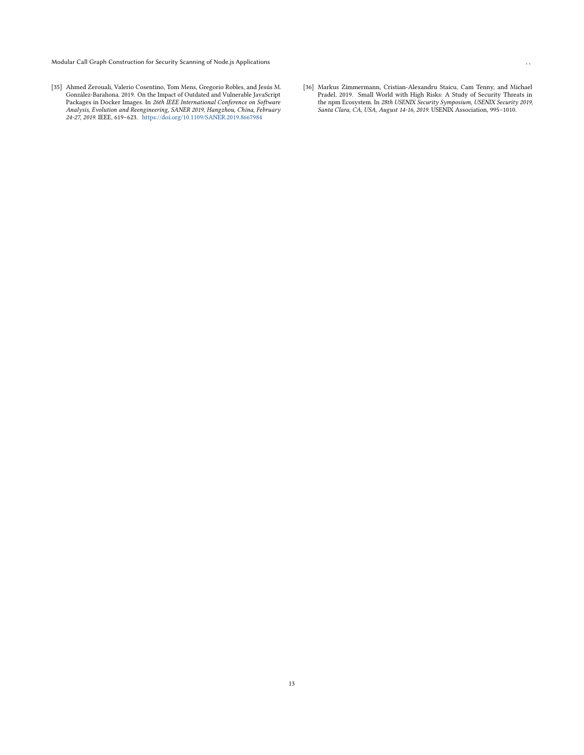[35] Ahmed Zerouali, Valerio Cosentino, Tom Mens, Gregorio Robles, and Jesús M. González-Barahona. 2019. On the Impact of Outdated and Vulnerable JavaScript Packages in Docker Images. In *26th IEEE International Conference on Software Analysis, Evolution and Reengineering, SANER 2019, Hangzhou, China, February 24-27, 2019*. IEEE, 619–623. https://doi.org/10.1109/SANER.2019.8667984

[36] Markus Zimmermann, Cristian-Alexandru Staicu, Cam Tenny, and Michael Pradel. 2019. Small World with High Risks: A Study of Security Threats in the npm Ecosystem. In *28th USENIX Security Symposium, USENIX Security 2019, Santa Clara, CA, USA, August 14-16, 2019*. USENIX Association, 995–1010.